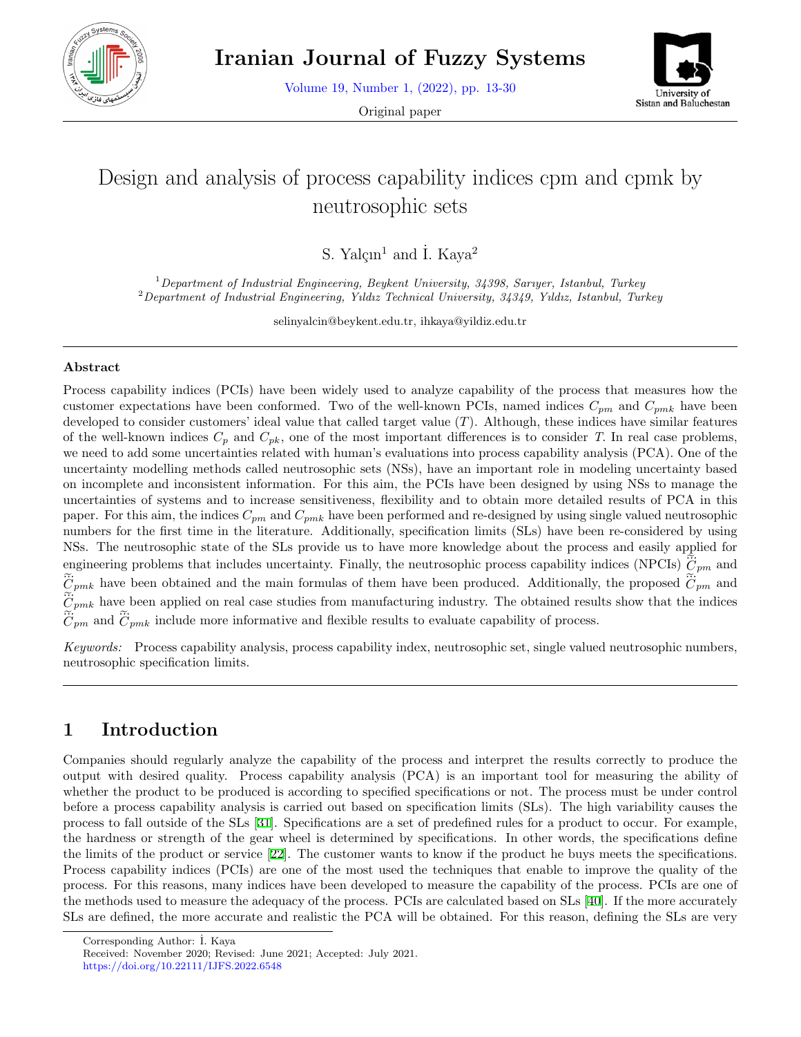# Design and analysis of process capability indices cpm and cpmk by neutrosophic sets

S. Yalçın[1] and İ. Kaya[2]

[1] *Department of Industrial Engineering, Beykent University, 34398, Sarıyer, Istanbul, Turkey*
[2] *Department of Industrial Engineering, Yıldız Technical University, 34349, Yıldız, Istanbul, Turkey*

selinyalcin@beykent.edu.tr, ihkaya@yildiz.edu.tr

## Abstract

Process capability indices (PCIs) have been widely used to analyze capability of the process that measures how the customer expectations have been conformed. Two of the well-known PCIs, named indices $C_{pm}$ and $C_{pmk}$ have been developed to consider customers' ideal value that called target value ($T$). Although, these indices have similar features of the well-known indices $C_p$ and $C_{pk}$, one of the most important differences is to consider $T$. In real case problems, we need to add some uncertainties related with human's evaluations into process capability analysis (PCA). One of the uncertainty modelling methods called neutrosophic sets (NSs), have an important role in modeling uncertainty based on incomplete and inconsistent information. For this aim, the PCIs have been designed by using NSs to manage the uncertainties of systems and to increase sensitiveness, flexibility and to obtain more detailed results of PCA in this paper. For this aim, the indices $C_{pm}$ and $C_{pmk}$ have been performed and re-designed by using single valued neutrosophic numbers for the first time in the literature. Additionally, specification limits (SLs) have been re-considered by using NSs. The neutrosophic state of the SLs provide us to have more knowledge about the process and easily applied for engineering problems that includes uncertainty. Finally, the neutrosophic process capability indices (NPCIs) $\tilde{\tilde{C}}_{pm}$ and $\tilde{\tilde{C}}_{pmk}$ have been obtained and the main formulas of them have been produced. Additionally, the proposed $\tilde{\tilde{C}}_{pm}$ and $\tilde{\tilde{C}}_{pmk}$ have been applied on real case studies from manufacturing industry. The obtained results show that the indices $\tilde{\tilde{C}}_{pm}$ and $\tilde{\tilde{C}}_{pmk}$ include more informative and flexible results to evaluate capability of process.

*Keywords:* Process capability analysis, process capability index, neutrosophic set, single valued neutrosophic numbers, neutrosophic specification limits.

## 1 Introduction

Companies should regularly analyze the capability of the process and interpret the results correctly to produce the output with desired quality. Process capability analysis (PCA) is an important tool for measuring the ability of whether the product to be produced is according to specified specifications or not. The process must be under control before a process capability analysis is carried out based on specification limits (SLs). The high variability causes the process to fall outside of the SLs [31]. Specifications are a set of predefined rules for a product to occur. For example, the hardness or strength of the gear wheel is determined by specifications. In other words, the specifications define the limits of the product or service [22]. The customer wants to know if the product he buys meets the specifications. Process capability indices (PCIs) are one of the most used the techniques that enable to improve the quality of the process. For this reasons, many indices have been developed to measure the capability of the process. PCIs are one of the methods used to measure the adequacy of the process. PCIs are calculated based on SLs [40]. If the more accurately SLs are defined, the more accurate and realistic the PCA will be obtained. For this reason, defining the SLs are very

Corresponding Author: İ. Kaya
Received: November 2020; Revised: June 2021; Accepted: July 2021.
https://doi.org/10.22111/IJFS.2022.6548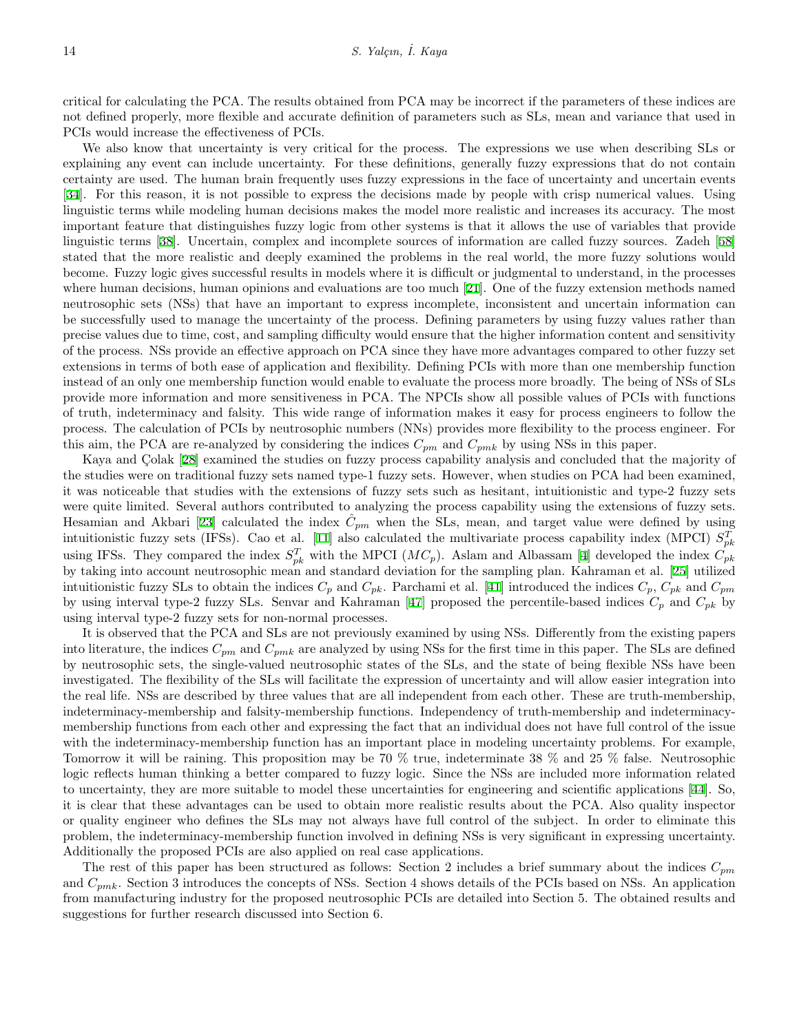critical for calculating the PCA. The results obtained from PCA may be incorrect if the parameters of these indices are not defined properly, more flexible and accurate definition of parameters such as SLs, mean and variance that used in PCIs would increase the effectiveness of PCIs.

We also know that uncertainty is very critical for the process. The expressions we use when describing SLs or explaining any event can include uncertainty. For these definitions, generally fuzzy expressions that do not contain certainty are used. The human brain frequently uses fuzzy expressions in the face of uncertainty and uncertain events [34]. For this reason, it is not possible to express the decisions made by people with crisp numerical values. Using linguistic terms while modeling human decisions makes the model more realistic and increases its accuracy. The most important feature that distinguishes fuzzy logic from other systems is that it allows the use of variables that provide linguistic terms [38]. Uncertain, complex and incomplete sources of information are called fuzzy sources. Zadeh [58] stated that the more realistic and deeply examined the problems in the real world, the more fuzzy solutions would become. Fuzzy logic gives successful results in models where it is difficult or judgmental to understand, in the processes where human decisions, human opinions and evaluations are too much [21]. One of the fuzzy extension methods named neutrosophic sets (NSs) that have an important to express incomplete, inconsistent and uncertain information can be successfully used to manage the uncertainty of the process. Defining parameters by using fuzzy values rather than precise values due to time, cost, and sampling difficulty would ensure that the higher information content and sensitivity of the process. NSs provide an effective approach on PCA since they have more advantages compared to other fuzzy set extensions in terms of both ease of application and flexibility. Defining PCIs with more than one membership function instead of an only one membership function would enable to evaluate the process more broadly. The being of NSs of SLs provide more information and more sensitiveness in PCA. The NPCIs show all possible values of PCIs with functions of truth, indeterminacy and falsity. This wide range of information makes it easy for process engineers to follow the process. The calculation of PCIs by neutrosophic numbers (NNs) provides more flexibility to the process engineer. For this aim, the PCA are re-analyzed by considering the indices $C_{pm}$ and $C_{pmk}$ by using NSs in this paper.

Kaya and Çolak [28] examined the studies on fuzzy process capability analysis and concluded that the majority of the studies were on traditional fuzzy sets named type-1 fuzzy sets. However, when studies on PCA had been examined, it was noticeable that studies with the extensions of fuzzy sets such as hesitant, intuitionistic and type-2 fuzzy sets were quite limited. Several authors contributed to analyzing the process capability using the extensions of fuzzy sets. Hesamian and Akbari [23] calculated the index $\hat{C}_{pm}$ when the SLs, mean, and target value were defined by using intuitionistic fuzzy sets (IFSs). Cao et al. [11] also calculated the multivariate process capability index (MPCI) $S_{pk}^{T}$ using IFSs. They compared the index $S_{pk}^{T}$ with the MPCI ($MC_p$). Aslam and Albassam [4] developed the index $C_{pk}$ by taking into account neutrosophic mean and standard deviation for the sampling plan. Kahraman et al. [25] utilized intuitionistic fuzzy SLs to obtain the indices $C_p$ and $C_{pk}$. Parchami et al. [41] introduced the indices $C_p$, $C_{pk}$ and $C_{pm}$ by using interval type-2 fuzzy SLs. Senvar and Kahraman [47] proposed the percentile-based indices $C_p$ and $C_{pk}$ by using interval type-2 fuzzy sets for non-normal processes.

It is observed that the PCA and SLs are not previously examined by using NSs. Differently from the existing papers into literature, the indices $C_{pm}$ and $C_{pmk}$ are analyzed by using NSs for the first time in this paper. The SLs are defined by neutrosophic sets, the single-valued neutrosophic states of the SLs, and the state of being flexible NSs have been investigated. The flexibility of the SLs will facilitate the expression of uncertainty and will allow easier integration into the real life. NSs are described by three values that are all independent from each other. These are truth-membership, indeterminacy-membership and falsity-membership functions. Independency of truth-membership and indeterminacy-membership functions from each other and expressing the fact that an individual does not have full control of the issue with the indeterminacy-membership function has an important place in modeling uncertainty problems. For example, Tomorrow it will be raining. This proposition may be 70 % true, indeterminate 38 % and 25 % false. Neutrosophic logic reflects human thinking a better compared to fuzzy logic. Since the NSs are included more information related to uncertainty, they are more suitable to model these uncertainties for engineering and scientific applications [44]. So, it is clear that these advantages can be used to obtain more realistic results about the PCA. Also quality inspector or quality engineer who defines the SLs may not always have full control of the subject. In order to eliminate this problem, the indeterminacy-membership function involved in defining NSs is very significant in expressing uncertainty. Additionally the proposed PCIs are also applied on real case applications.

The rest of this paper has been structured as follows: Section 2 includes a brief summary about the indices $C_{pm}$ and $C_{pmk}$. Section 3 introduces the concepts of NSs. Section 4 shows details of the PCIs based on NSs. An application from manufacturing industry for the proposed neutrosophic PCIs are detailed into Section 5. The obtained results and suggestions for further research discussed into Section 6.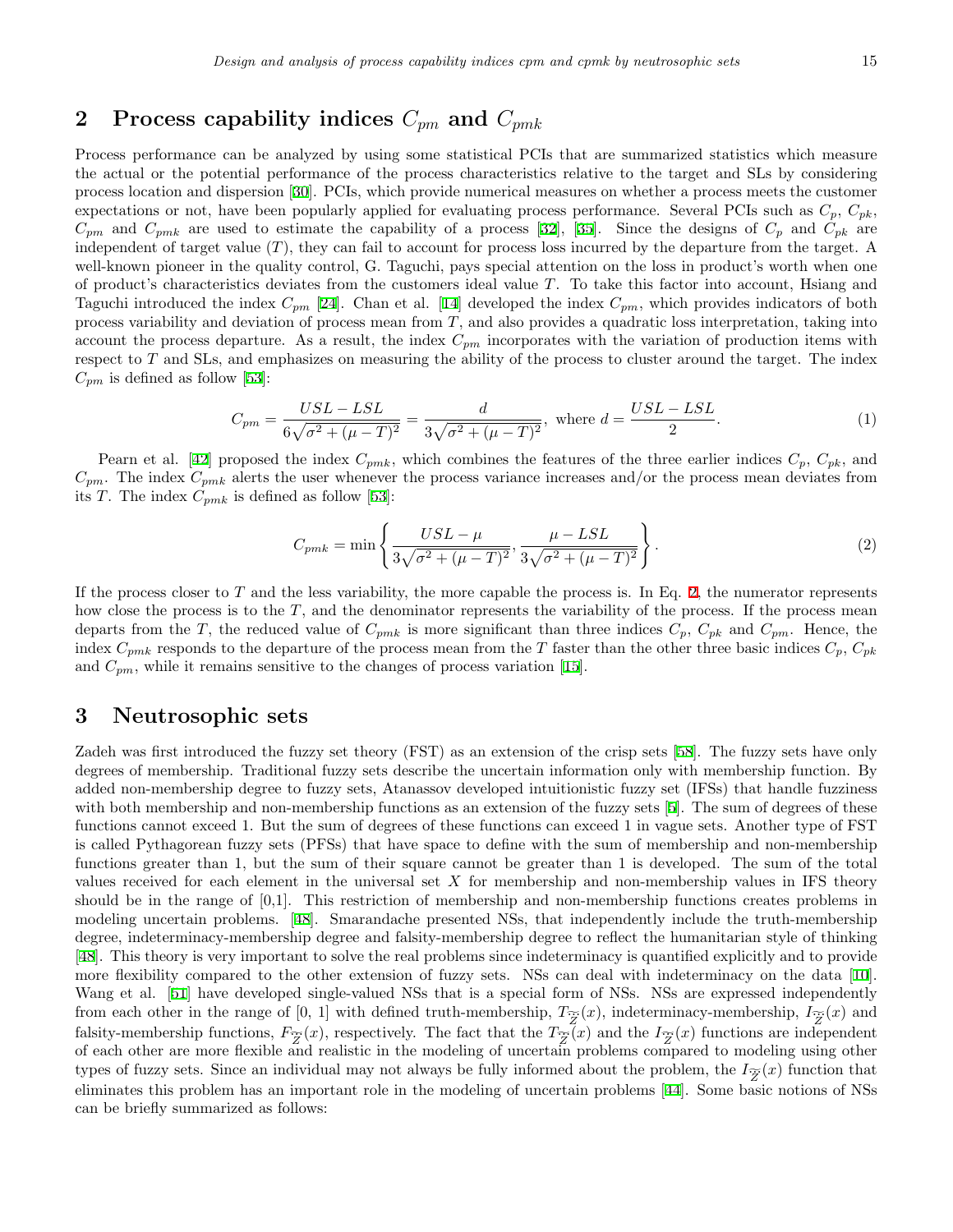## 2 Process capability indices $C_{pm}$ and $C_{pmk}$

Process performance can be analyzed by using some statistical PCIs that are summarized statistics which measure the actual or the potential performance of the process characteristics relative to the target and SLs by considering process location and dispersion [30]. PCIs, which provide numerical measures on whether a process meets the customer expectations or not, have been popularly applied for evaluating process performance. Several PCIs such as $C_p$, $C_{pk}$, $C_{pm}$ and $C_{pmk}$ are used to estimate the capability of a process [32], [35]. Since the designs of $C_p$ and $C_{pk}$ are independent of target value ($T$), they can fail to account for process loss incurred by the departure from the target. A well-known pioneer in the quality control, G. Taguchi, pays special attention on the loss in product's worth when one of product's characteristics deviates from the customers ideal value $T$. To take this factor into account, Hsiang and Taguchi introduced the index $C_{pm}$ [24]. Chan et al. [14] developed the index $C_{pm}$, which provides indicators of both process variability and deviation of process mean from $T$, and also provides a quadratic loss interpretation, taking into account the process departure. As a result, the index $C_{pm}$ incorporates with the variation of production items with respect to $T$ and SLs, and emphasizes on measuring the ability of the process to cluster around the target. The index $C_{pm}$ is defined as follow [53]:

$$C_{pm} = \frac{USL - LSL}{6\sqrt{\sigma^2 + (\mu - T)^2}} = \frac{d}{3\sqrt{\sigma^2 + (\mu - T)^2}}, \text{ where } d = \frac{USL - LSL}{2}. \tag{1}$$

Pearn et al. [42] proposed the index $C_{pmk}$, which combines the features of the three earlier indices $C_p$, $C_{pk}$, and $C_{pm}$. The index $C_{pmk}$ alerts the user whenever the process variance increases and/or the process mean deviates from its $T$. The index $C_{pmk}$ is defined as follow [53]:

$$C_{pmk} = \min\left\{\frac{USL - \mu}{3\sqrt{\sigma^2 + (\mu - T)^2}}, \frac{\mu - LSL}{3\sqrt{\sigma^2 + (\mu - T)^2}}\right\}. \tag{2}$$

If the process closer to $T$ and the less variability, the more capable the process is. In Eq. 2, the numerator represents how close the process is to the $T$, and the denominator represents the variability of the process. If the process mean departs from the $T$, the reduced value of $C_{pmk}$ is more significant than three indices $C_p$, $C_{pk}$ and $C_{pm}$. Hence, the index $C_{pmk}$ responds to the departure of the process mean from the $T$ faster than the other three basic indices $C_p$, $C_{pk}$ and $C_{pm}$, while it remains sensitive to the changes of process variation [15].

## 3 Neutrosophic sets

Zadeh was first introduced the fuzzy set theory (FST) as an extension of the crisp sets [58]. The fuzzy sets have only degrees of membership. Traditional fuzzy sets describe the uncertain information only with membership function. By added non-membership degree to fuzzy sets, Atanassov developed intuitionistic fuzzy set (IFSs) that handle fuzziness with both membership and non-membership functions as an extension of the fuzzy sets [5]. The sum of degrees of these functions cannot exceed 1. But the sum of degrees of these functions can exceed 1 in vague sets. Another type of FST is called Pythagorean fuzzy sets (PFSs) that have space to define with the sum of membership and non-membership functions greater than 1, but the sum of their square cannot be greater than 1 is developed. The sum of the total values received for each element in the universal set $X$ for membership and non-membership values in IFS theory should be in the range of [0,1]. This restriction of membership and non-membership functions creates problems in modeling uncertain problems. [48]. Smarandache presented NSs, that independently include the truth-membership degree, indeterminacy-membership degree and falsity-membership degree to reflect the humanitarian style of thinking [48]. This theory is very important to solve the real problems since indeterminacy is quantified explicitly and to provide more flexibility compared to the other extension of fuzzy sets. NSs can deal with indeterminacy on the data [10]. Wang et al. [51] have developed single-valued NSs that is a special form of NSs. NSs are expressed independently from each other in the range of [0, 1] with defined truth-membership, $T_{\tilde{\tilde{Z}}}(x)$, indeterminacy-membership, $I_{\tilde{\tilde{Z}}}(x)$ and falsity-membership functions, $F_{\tilde{\tilde{Z}}}(x)$, respectively. The fact that the $T_{\tilde{\tilde{Z}}}(x)$ and the $I_{\tilde{\tilde{Z}}}(x)$ functions are independent of each other are more flexible and realistic in the modeling of uncertain problems compared to modeling using other types of fuzzy sets. Since an individual may not always be fully informed about the problem, the $I_{\tilde{\tilde{Z}}}(x)$ function that eliminates this problem has an important role in the modeling of uncertain problems [44]. Some basic notions of NSs can be briefly summarized as follows: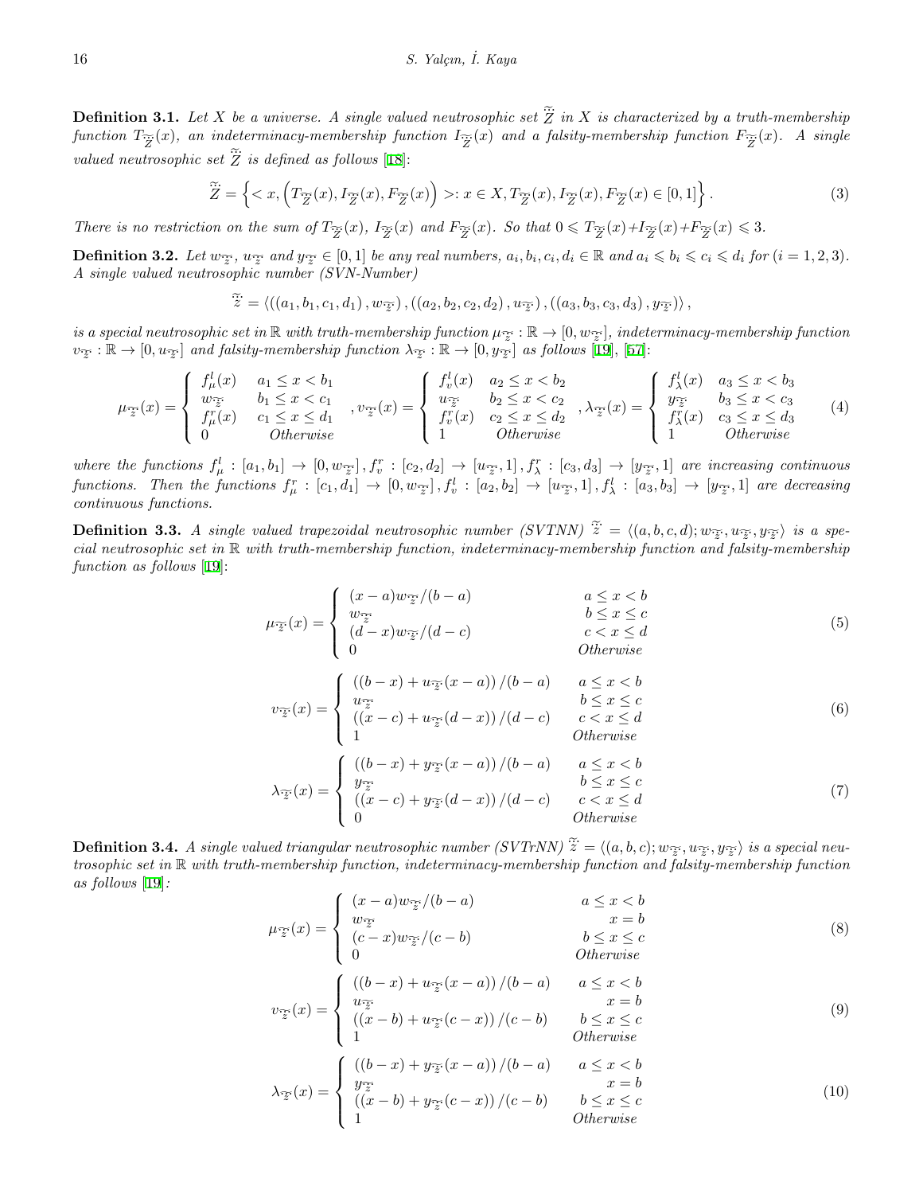**Definition 3.1.** *Let $X$ be a universe. A single valued neutrosophic set $\tilde{\ddot{Z}}$ in $X$ is characterized by a truth-membership function $T_{\tilde{\ddot{Z}}}(x)$, an indeterminacy-membership function $I_{\tilde{\ddot{Z}}}(x)$ and a falsity-membership function $F_{\tilde{\ddot{Z}}}(x)$. A single valued neutrosophic set $\tilde{\ddot{Z}}$ is defined as follows* [18]:

$$\tilde{\ddot{Z}} = \left\{ < x, \left( T_{\tilde{\ddot{Z}}}(x), I_{\tilde{\ddot{Z}}}(x), F_{\tilde{\ddot{Z}}}(x) \right) >: x \in X, T_{\tilde{\ddot{Z}}}(x), I_{\tilde{\ddot{Z}}}(x), F_{\tilde{\ddot{Z}}}(x) \in [0,1] \right\}. \tag{3}$$

*There is no restriction on the sum of $T_{\tilde{\ddot{Z}}}(x)$, $I_{\tilde{\ddot{Z}}}(x)$ and $F_{\tilde{\ddot{Z}}}(x)$. So that $0 \leqslant T_{\tilde{\ddot{Z}}}(x) + I_{\tilde{\ddot{Z}}}(x) + F_{\tilde{\ddot{Z}}}(x) \leqslant 3$.*

**Definition 3.2.** *Let $w_{\tilde{\ddot{z}}}$, $u_{\tilde{\ddot{z}}}$ and $y_{\tilde{\ddot{z}}} \in [0,1]$ be any real numbers, $a_i, b_i, c_i, d_i \in \mathbb{R}$ and $a_i \leqslant b_i \leqslant c_i \leqslant d_i$ for $(i = 1,2,3)$. A single valued neutrosophic number (SVN-Number)*

$$\tilde{\ddot{z}} = \left\langle \left( \left( a_1, b_1, c_1, d_1 \right), w_{\tilde{\ddot{z}}} \right), \left( \left( a_2, b_2, c_2, d_2 \right), u_{\tilde{\ddot{z}}} \right), \left( \left( a_3, b_3, c_3, d_3 \right), y_{\tilde{\ddot{z}}} \right) \right\rangle,$$

*is a special neutrosophic set in $\mathbb{R}$ with truth-membership function $\mu_{\tilde{\ddot{z}}} : \mathbb{R} \to [0, w_{\tilde{\ddot{z}}}]$, indeterminacy-membership function $v_{\tilde{\ddot{z}}} : \mathbb{R} \to [0, u_{\tilde{\ddot{z}}}]$ and falsity-membership function $\lambda_{\tilde{\ddot{z}}} : \mathbb{R} \to [0, y_{\tilde{\ddot{z}}}]$ as follows* [19], [57]:

$$\mu_{\tilde{\ddot{z}}}(x) = \begin{cases} f_\mu^l(x) & a_1 \leq x < b_1 \\ w_{\tilde{\ddot{z}}} & b_1 \leq x < c_1 \\ f_\mu^r(x) & c_1 \leq x \leq d_1 \\ 0 & \textit{Otherwise} \end{cases}, v_{\tilde{\ddot{z}}}(x) = \begin{cases} f_v^l(x) & a_2 \leq x < b_2 \\ u_{\tilde{\ddot{z}}} & b_2 \leq x < c_2 \\ f_v^r(x) & c_2 \leq x \leq d_2 \\ 1 & \textit{Otherwise} \end{cases}, \lambda_{\tilde{\ddot{z}}}(x) = \begin{cases} f_\lambda^l(x) & a_3 \leq x < b_3 \\ y_{\tilde{\ddot{z}}} & b_3 \leq x < c_3 \\ f_\lambda^r(x) & c_3 \leq x \leq d_3 \\ 1 & \textit{Otherwise} \end{cases} \tag{4}$$

*where the functions $f_\mu^l : [a_1, b_1] \to [0, w_{\tilde{\ddot{z}}}]$, $f_v^r : [c_2, d_2] \to [u_{\tilde{\ddot{z}}}, 1]$, $f_\lambda^r : [c_3, d_3] \to [y_{\tilde{\ddot{z}}}, 1]$ are increasing continuous functions. Then the functions $f_\mu^r : [c_1, d_1] \to [0, w_{\tilde{\ddot{z}}}]$, $f_v^l : [a_2, b_2] \to [u_{\tilde{\ddot{z}}}, 1]$, $f_\lambda^l : [a_3, b_3] \to [y_{\tilde{\ddot{z}}}, 1]$ are decreasing continuous functions.*

**Definition 3.3.** *A single valued trapezoidal neutrosophic number (SVTNN) $\tilde{\ddot{z}} = \langle (a,b,c,d); w_{\tilde{\ddot{z}}}, u_{\tilde{\ddot{z}}}, y_{\tilde{\ddot{z}}} \rangle$ is a special neutrosophic set in $\mathbb{R}$ with truth-membership function, indeterminacy-membership function and falsity-membership function as follows* [19]:

$$\mu_{\tilde{\ddot{z}}}(x) = \begin{cases} (x-a) w_{\tilde{\ddot{z}}} / (b-a) & a \leq x < b \\ w_{\tilde{\ddot{z}}} & b \leq x \leq c \\ (d-x) w_{\tilde{\ddot{z}}} / (d-c) & c < x \leq d \\ 0 & \textit{Otherwise} \end{cases} \tag{5}$$

$$v_{\tilde{\ddot{z}}}(x) = \begin{cases} \left( (b-x) + u_{\tilde{\ddot{z}}}(x-a) \right) / (b-a) & a \leq x < b \\ u_{\tilde{\ddot{z}}} & b \leq x \leq c \\ \left( (x-c) + u_{\tilde{\ddot{z}}}(d-x) \right) / (d-c) & c < x \leq d \\ 1 & \textit{Otherwise} \end{cases} \tag{6}$$

$$\lambda_{\tilde{\ddot{z}}}(x) = \begin{cases} \left( (b-x) + y_{\tilde{\ddot{z}}}(x-a) \right) / (b-a) & a \leq x < b \\ y_{\tilde{\ddot{z}}} & b \leq x \leq c \\ \left( (x-c) + y_{\tilde{\ddot{z}}}(d-x) \right) / (d-c) & c < x \leq d \\ 0 & \textit{Otherwise} \end{cases} \tag{7}$$

**Definition 3.4.** *A single valued triangular neutrosophic number (SVTrNN) $\tilde{\ddot{z}} = \langle (a,b,c); w_{\tilde{\ddot{z}}}, u_{\tilde{\ddot{z}}}, y_{\tilde{\ddot{z}}} \rangle$ is a special neutrosophic set in $\mathbb{R}$ with truth-membership function, indeterminacy-membership function and falsity-membership function as follows* [19]:

$$\mu_{\tilde{\ddot{z}}}(x) = \begin{cases} (x-a) w_{\tilde{\ddot{z}}} / (b-a) & a \leq x < b \\ w_{\tilde{\ddot{z}}} & x = b \\ (c-x) w_{\tilde{\ddot{z}}} / (c-b) & b \leq x \leq c \\ 0 & \textit{Otherwise} \end{cases} \tag{8}$$

$$v_{\tilde{\ddot{z}}}(x) = \begin{cases} \left( (b-x) + u_{\tilde{\ddot{z}}}(x-a) \right) / (b-a) & a \leq x < b \\ u_{\tilde{\ddot{z}}} & x = b \\ \left( (x-b) + u_{\tilde{\ddot{z}}}(c-x) \right) / (c-b) & b \leq x \leq c \\ 1 & \textit{Otherwise} \end{cases} \tag{9}$$

$$\lambda_{\tilde{\ddot{z}}}(x) = \begin{cases} \left( (b-x) + y_{\tilde{\ddot{z}}}(x-a) \right) / (b-a) & a \leq x < b \\ y_{\tilde{\ddot{z}}} & x = b \\ \left( (x-b) + y_{\tilde{\ddot{z}}}(c-x) \right) / (c-b) & b \leq x \leq c \\ 1 & \textit{Otherwise} \end{cases} \tag{10}$$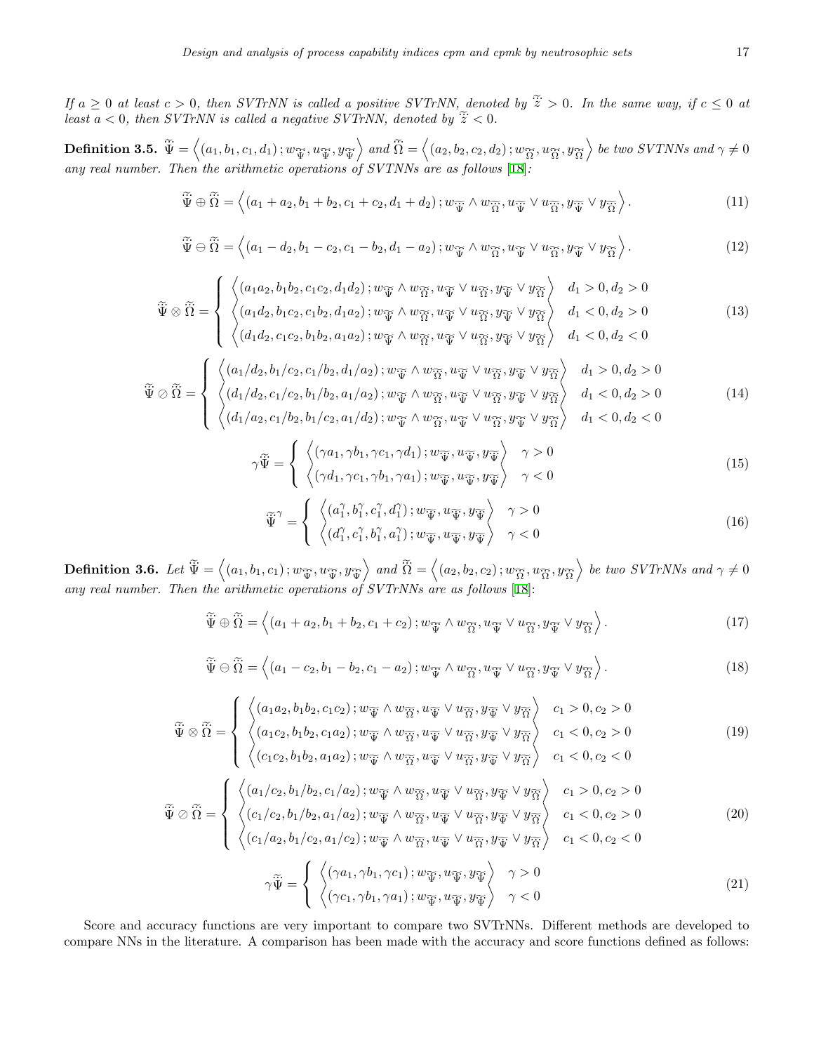*If $a \geq 0$ at least $c > 0$, then SVTrNN is called a positive SVTrNN, denoted by $\tilde{\tilde{z}} > 0$. In the same way, if $c \leq 0$ at least $a < 0$, then SVTrNN is called a negative SVTrNN, denoted by $\tilde{\tilde{z}} < 0$.*

**Definition 3.5.** $\tilde{\tilde{\Psi}} = \left\langle (a_1, b_1, c_1, d_1); w_{\tilde{\tilde{\Psi}}}, u_{\tilde{\tilde{\Psi}}}, y_{\tilde{\tilde{\Psi}}} \right\rangle$ *and* $\tilde{\tilde{\Omega}} = \left\langle (a_2, b_2, c_2, d_2); w_{\tilde{\tilde{\Omega}}}, u_{\tilde{\tilde{\Omega}}}, y_{\tilde{\tilde{\Omega}}} \right\rangle$ *be two SVTNNs and $\gamma \neq 0$ any real number. Then the arithmetic operations of SVTNNs are as follows [18]:*

$$\tilde{\tilde{\Psi}} \oplus \tilde{\tilde{\Omega}} = \left\langle (a_1 + a_2, b_1 + b_2, c_1 + c_2, d_1 + d_2); w_{\tilde{\tilde{\Psi}}} \wedge w_{\tilde{\tilde{\Omega}}}, u_{\tilde{\tilde{\Psi}}} \vee u_{\tilde{\tilde{\Omega}}}, y_{\tilde{\tilde{\Psi}}} \vee y_{\tilde{\tilde{\Omega}}} \right\rangle. \tag{11}$$

$$\tilde{\tilde{\Psi}} \ominus \tilde{\tilde{\Omega}} = \left\langle (a_1 - d_2, b_1 - c_2, c_1 - b_2, d_1 - a_2); w_{\tilde{\tilde{\Psi}}} \wedge w_{\tilde{\tilde{\Omega}}}, u_{\tilde{\tilde{\Psi}}} \vee u_{\tilde{\tilde{\Omega}}}, y_{\tilde{\tilde{\Psi}}} \vee y_{\tilde{\tilde{\Omega}}} \right\rangle. \tag{12}$$

$$\tilde{\tilde{\Psi}} \otimes \tilde{\tilde{\Omega}} = \begin{cases} \left\langle (a_1a_2, b_1b_2, c_1c_2, d_1d_2); w_{\tilde{\tilde{\Psi}}} \wedge w_{\tilde{\tilde{\Omega}}}, u_{\tilde{\tilde{\Psi}}} \vee u_{\tilde{\tilde{\Omega}}}, y_{\tilde{\tilde{\Psi}}} \vee y_{\tilde{\tilde{\Omega}}} \right\rangle & d_1 > 0, d_2 > 0 \\ \left\langle (a_1d_2, b_1c_2, c_1b_2, d_1a_2); w_{\tilde{\tilde{\Psi}}} \wedge w_{\tilde{\tilde{\Omega}}}, u_{\tilde{\tilde{\Psi}}} \vee u_{\tilde{\tilde{\Omega}}}, y_{\tilde{\tilde{\Psi}}} \vee y_{\tilde{\tilde{\Omega}}} \right\rangle & d_1 < 0, d_2 > 0 \\ \left\langle (d_1d_2, c_1c_2, b_1b_2, a_1a_2); w_{\tilde{\tilde{\Psi}}} \wedge w_{\tilde{\tilde{\Omega}}}, u_{\tilde{\tilde{\Psi}}} \vee u_{\tilde{\tilde{\Omega}}}, y_{\tilde{\tilde{\Psi}}} \vee y_{\tilde{\tilde{\Omega}}} \right\rangle & d_1 < 0, d_2 < 0 \end{cases} \tag{13}$$

$$\tilde{\tilde{\Psi}} \oslash \tilde{\tilde{\Omega}} = \begin{cases} \left\langle (a_1/d_2, b_1/c_2, c_1/b_2, d_1/a_2); w_{\tilde{\tilde{\Psi}}} \wedge w_{\tilde{\tilde{\Omega}}}, u_{\tilde{\tilde{\Psi}}} \vee u_{\tilde{\tilde{\Omega}}}, y_{\tilde{\tilde{\Psi}}} \vee y_{\tilde{\tilde{\Omega}}} \right\rangle & d_1 > 0, d_2 > 0 \\ \left\langle (d_1/d_2, c_1/c_2, b_1/b_2, a_1/a_2); w_{\tilde{\tilde{\Psi}}} \wedge w_{\tilde{\tilde{\Omega}}}, u_{\tilde{\tilde{\Psi}}} \vee u_{\tilde{\tilde{\Omega}}}, y_{\tilde{\tilde{\Psi}}} \vee y_{\tilde{\tilde{\Omega}}} \right\rangle & d_1 < 0, d_2 > 0 \\ \left\langle (d_1/a_2, c_1/b_2, b_1/c_2, a_1/d_2); w_{\tilde{\tilde{\Psi}}} \wedge w_{\tilde{\tilde{\Omega}}}, u_{\tilde{\tilde{\Psi}}} \vee u_{\tilde{\tilde{\Omega}}}, y_{\tilde{\tilde{\Psi}}} \vee y_{\tilde{\tilde{\Omega}}} \right\rangle & d_1 < 0, d_2 < 0 \end{cases} \tag{14}$$

$$\gamma \tilde{\tilde{\Psi}} = \begin{cases} \left\langle (\gamma a_1, \gamma b_1, \gamma c_1, \gamma d_1); w_{\tilde{\tilde{\Psi}}}, u_{\tilde{\tilde{\Psi}}}, y_{\tilde{\tilde{\Psi}}} \right\rangle & \gamma > 0 \\ \left\langle (\gamma d_1, \gamma c_1, \gamma b_1, \gamma a_1); w_{\tilde{\tilde{\Psi}}}, u_{\tilde{\tilde{\Psi}}}, y_{\tilde{\tilde{\Psi}}} \right\rangle & \gamma < 0 \end{cases} \tag{15}$$

$$\tilde{\tilde{\Psi}}^{\gamma} = \begin{cases} \left\langle (a_1^{\gamma}, b_1^{\gamma}, c_1^{\gamma}, d_1^{\gamma}); w_{\tilde{\tilde{\Psi}}}, u_{\tilde{\tilde{\Psi}}}, y_{\tilde{\tilde{\Psi}}} \right\rangle & \gamma > 0 \\ \left\langle (d_1^{\gamma}, c_1^{\gamma}, b_1^{\gamma}, a_1^{\gamma}); w_{\tilde{\tilde{\Psi}}}, u_{\tilde{\tilde{\Psi}}}, y_{\tilde{\tilde{\Psi}}} \right\rangle & \gamma < 0 \end{cases} \tag{16}$$

**Definition 3.6.** *Let* $\tilde{\tilde{\Psi}} = \left\langle (a_1, b_1, c_1); w_{\tilde{\tilde{\Psi}}}, u_{\tilde{\tilde{\Psi}}}, y_{\tilde{\tilde{\Psi}}} \right\rangle$ *and* $\tilde{\tilde{\Omega}} = \left\langle (a_2, b_2, c_2); w_{\tilde{\tilde{\Omega}}}, u_{\tilde{\tilde{\Omega}}}, y_{\tilde{\tilde{\Omega}}} \right\rangle$ *be two SVTrNNs and $\gamma \neq 0$ any real number. Then the arithmetic operations of SVTrNNs are as follows [18]:*

$$\tilde{\tilde{\Psi}} \oplus \tilde{\tilde{\Omega}} = \left\langle (a_1 + a_2, b_1 + b_2, c_1 + c_2); w_{\tilde{\tilde{\Psi}}} \wedge w_{\tilde{\tilde{\Omega}}}, u_{\tilde{\tilde{\Psi}}} \vee u_{\tilde{\tilde{\Omega}}}, y_{\tilde{\tilde{\Psi}}} \vee y_{\tilde{\tilde{\Omega}}} \right\rangle. \tag{17}$$

$$\tilde{\tilde{\Psi}} \ominus \tilde{\tilde{\Omega}} = \left\langle (a_1 - c_2, b_1 - b_2, c_1 - a_2); w_{\tilde{\tilde{\Psi}}} \wedge w_{\tilde{\tilde{\Omega}}}, u_{\tilde{\tilde{\Psi}}} \vee u_{\tilde{\tilde{\Omega}}}, y_{\tilde{\tilde{\Psi}}} \vee y_{\tilde{\tilde{\Omega}}} \right\rangle. \tag{18}$$

$$\tilde{\tilde{\Psi}} \otimes \tilde{\tilde{\Omega}} = \begin{cases} \left\langle (a_1a_2, b_1b_2, c_1c_2); w_{\tilde{\tilde{\Psi}}} \wedge w_{\tilde{\tilde{\Omega}}}, u_{\tilde{\tilde{\Psi}}} \vee u_{\tilde{\tilde{\Omega}}}, y_{\tilde{\tilde{\Psi}}} \vee y_{\tilde{\tilde{\Omega}}} \right\rangle & c_1 > 0, c_2 > 0 \\ \left\langle (a_1c_2, b_1b_2, c_1a_2); w_{\tilde{\tilde{\Psi}}} \wedge w_{\tilde{\tilde{\Omega}}}, u_{\tilde{\tilde{\Psi}}} \vee u_{\tilde{\tilde{\Omega}}}, y_{\tilde{\tilde{\Psi}}} \vee y_{\tilde{\tilde{\Omega}}} \right\rangle & c_1 < 0, c_2 > 0 \\ \left\langle (c_1c_2, b_1b_2, a_1a_2); w_{\tilde{\tilde{\Psi}}} \wedge w_{\tilde{\tilde{\Omega}}}, u_{\tilde{\tilde{\Psi}}} \vee u_{\tilde{\tilde{\Omega}}}, y_{\tilde{\tilde{\Psi}}} \vee y_{\tilde{\tilde{\Omega}}} \right\rangle & c_1 < 0, c_2 < 0 \end{cases} \tag{19}$$

$$\tilde{\tilde{\Psi}} \oslash \tilde{\tilde{\Omega}} = \begin{cases} \left\langle (a_1/c_2, b_1/b_2, c_1/a_2); w_{\tilde{\tilde{\Psi}}} \wedge w_{\tilde{\tilde{\Omega}}}, u_{\tilde{\tilde{\Psi}}} \vee u_{\tilde{\tilde{\Omega}}}, y_{\tilde{\tilde{\Psi}}} \vee y_{\tilde{\tilde{\Omega}}} \right\rangle & c_1 > 0, c_2 > 0 \\ \left\langle (c_1/c_2, b_1/b_2, a_1/a_2); w_{\tilde{\tilde{\Psi}}} \wedge w_{\tilde{\tilde{\Omega}}}, u_{\tilde{\tilde{\Psi}}} \vee u_{\tilde{\tilde{\Omega}}}, y_{\tilde{\tilde{\Psi}}} \vee y_{\tilde{\tilde{\Omega}}} \right\rangle & c_1 < 0, c_2 > 0 \\ \left\langle (c_1/a_2, b_1/c_2, a_1/c_2); w_{\tilde{\tilde{\Psi}}} \wedge w_{\tilde{\tilde{\Omega}}}, u_{\tilde{\tilde{\Psi}}} \vee u_{\tilde{\tilde{\Omega}}}, y_{\tilde{\tilde{\Psi}}} \vee y_{\tilde{\tilde{\Omega}}} \right\rangle & c_1 < 0, c_2 < 0 \end{cases} \tag{20}$$

$$\gamma \tilde{\tilde{\Psi}} = \begin{cases} \left\langle (\gamma a_1, \gamma b_1, \gamma c_1); w_{\tilde{\tilde{\Psi}}}, u_{\tilde{\tilde{\Psi}}}, y_{\tilde{\tilde{\Psi}}} \right\rangle & \gamma > 0 \\ \left\langle (\gamma c_1, \gamma b_1, \gamma a_1); w_{\tilde{\tilde{\Psi}}}, u_{\tilde{\tilde{\Psi}}}, y_{\tilde{\tilde{\Psi}}} \right\rangle & \gamma < 0 \end{cases} \tag{21}$$

Score and accuracy functions are very important to compare two SVTrNNs. Different methods are developed to compare NNs in the literature. A comparison has been made with the accuracy and score functions defined as follows: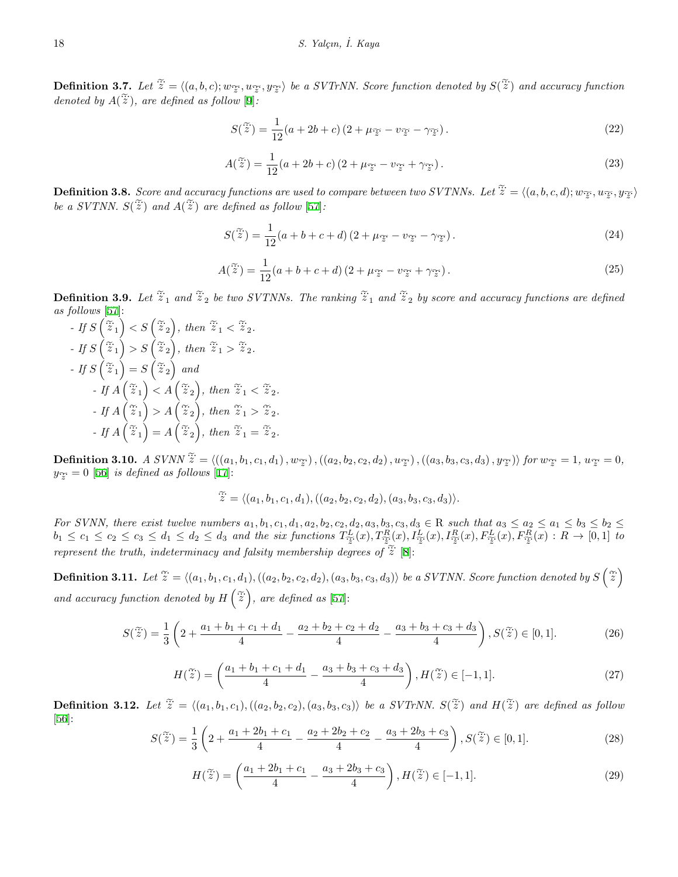**Definition 3.7.** *Let $\tilde{\tilde{z}} = \langle (a,b,c); w_{\tilde{\tilde{z}}}, u_{\tilde{\tilde{z}}}, y_{\tilde{\tilde{z}}} \rangle$ be a SVTrNN. Score function denoted by $S(\tilde{\tilde{z}})$ and accuracy function denoted by $A(\tilde{\tilde{z}})$, are defined as follow [9]:*

$$S(\tilde{\tilde{z}}) = \frac{1}{12}(a+2b+c)\left(2+\mu_{\tilde{\tilde{z}}} - \upsilon_{\tilde{\tilde{z}}} - \gamma_{\tilde{\tilde{z}}}\right). \tag{22}$$

$$A(\tilde{\tilde{z}}) = \frac{1}{12}(a+2b+c)\left(2+\mu_{\tilde{\tilde{z}}} - \upsilon_{\tilde{\tilde{z}}} + \gamma_{\tilde{\tilde{z}}}\right). \tag{23}$$

**Definition 3.8.** *Score and accuracy functions are used to compare between two SVTNNs. Let $\tilde{\tilde{z}} = \langle (a,b,c,d); w_{\tilde{\tilde{z}}}, u_{\tilde{\tilde{z}}}, y_{\tilde{\tilde{z}}} \rangle$ be a SVTNN. $S(\tilde{\tilde{z}})$ and $A(\tilde{\tilde{z}})$ are defined as follow [57]:*

$$S(\tilde{\tilde{z}}) = \frac{1}{12}(a+b+c+d)\left(2+\mu_{\tilde{\tilde{z}}} - \upsilon_{\tilde{\tilde{z}}} - \gamma_{\tilde{\tilde{z}}}\right). \tag{24}$$

$$A(\tilde{\tilde{z}}) = \frac{1}{12}(a+b+c+d)\left(2+\mu_{\tilde{\tilde{z}}} - \upsilon_{\tilde{\tilde{z}}} + \gamma_{\tilde{\tilde{z}}}\right). \tag{25}$$

**Definition 3.9.** *Let $\tilde{\tilde{z}}_1$ and $\tilde{\tilde{z}}_2$ be two SVTNNs. The ranking $\tilde{\tilde{z}}_1$ and $\tilde{\tilde{z}}_2$ by score and accuracy functions are defined as follows [57]:*

- *If $S\left(\tilde{\tilde{z}}_1\right) < S\left(\tilde{\tilde{z}}_2\right)$, then $\tilde{\tilde{z}}_1 < \tilde{\tilde{z}}_2$.*
- *If $S\left(\tilde{\tilde{z}}_1\right) > S\left(\tilde{\tilde{z}}_2\right)$, then $\tilde{\tilde{z}}_1 > \tilde{\tilde{z}}_2$.*
- *If $S\left(\tilde{\tilde{z}}_1\right) = S\left(\tilde{\tilde{z}}_2\right)$ and*
  - *If $A\left(\tilde{\tilde{z}}_1\right) < A\left(\tilde{\tilde{z}}_2\right)$, then $\tilde{\tilde{z}}_1 < \tilde{\tilde{z}}_2$.*
  - *If $A\left(\tilde{\tilde{z}}_1\right) > A\left(\tilde{\tilde{z}}_2\right)$, then $\tilde{\tilde{z}}_1 > \tilde{\tilde{z}}_2$.*
  - *If $A\left(\tilde{\tilde{z}}_1\right) = A\left(\tilde{\tilde{z}}_2\right)$, then $\tilde{\tilde{z}}_1 = \tilde{\tilde{z}}_2$.*

**Definition 3.10.** *A SVNN $\tilde{\tilde{z}} = \langle ((a_1,b_1,c_1,d_1), w_{\tilde{\tilde{z}}}), ((a_2,b_2,c_2,d_2), u_{\tilde{\tilde{z}}}), ((a_3,b_3,c_3,d_3), y_{\tilde{\tilde{z}}}) \rangle$ for $w_{\tilde{\tilde{z}}} = 1$, $u_{\tilde{\tilde{z}}} = 0$, $y_{\tilde{\tilde{z}}} = 0$ [56] is defined as follows [17]:*

$$\tilde{\tilde{z}} = \langle (a_1,b_1,c_1,d_1), ((a_2,b_2,c_2,d_2), (a_3,b_3,c_3,d_3) \rangle.$$

*For SVNN, there exist twelve numbers $a_1,b_1,c_1,d_1,a_2,b_2,c_2,d_2,a_3,b_3,c_3,d_3 \in \mathrm{R}$ such that $a_3 \le a_2 \le a_1 \le b_3 \le b_2 \le b_1 \le c_1 \le c_2 \le c_3 \le d_1 \le d_2 \le d_3$ and the six functions $T^L_{\tilde{\tilde{z}}}(x), T^R_{\tilde{\tilde{z}}}(x), I^L_{\tilde{\tilde{z}}}(x), I^R_{\tilde{\tilde{z}}}(x), F^L_{\tilde{\tilde{z}}}(x), F^R_{\tilde{\tilde{z}}}(x) : R \to [0,1]$ to represent the truth, indeterminacy and falsity membership degrees of $\tilde{\tilde{z}}$ [8]:*

**Definition 3.11.** *Let $\tilde{\tilde{z}} = \langle (a_1,b_1,c_1,d_1), ((a_2,b_2,c_2,d_2), (a_3,b_3,c_3,d_3) \rangle$ be a SVTNN. Score function denoted by $S\left(\tilde{\tilde{z}}\right)$ and accuracy function denoted by $H\left(\tilde{\tilde{z}}\right)$, are defined as [57]:*

$$S(\tilde{\tilde{z}}) = \frac{1}{3}\left(2 + \frac{a_1+b_1+c_1+d_1}{4} - \frac{a_2+b_2+c_2+d_2}{4} - \frac{a_3+b_3+c_3+d_3}{4}\right), S(\tilde{\tilde{z}}) \in [0,1]. \tag{26}$$

$$H(\tilde{\tilde{z}}) = \left(\frac{a_1+b_1+c_1+d_1}{4} - \frac{a_3+b_3+c_3+d_3}{4}\right), H(\tilde{\tilde{z}}) \in [-1,1]. \tag{27}$$

**Definition 3.12.** *Let $\tilde{\tilde{z}} = \langle (a_1,b_1,c_1), ((a_2,b_2,c_2), (a_3,b_3,c_3) \rangle$ be a SVTrNN. $S(\tilde{\tilde{z}})$ and $H(\tilde{\tilde{z}})$ are defined as follow [56]:*

$$S(\tilde{\tilde{z}}) = \frac{1}{3}\left(2 + \frac{a_1+2b_1+c_1}{4} - \frac{a_2+2b_2+c_2}{4} - \frac{a_3+2b_3+c_3}{4}\right), S(\tilde{\tilde{z}}) \in [0,1]. \tag{28}$$

$$H(\tilde{\tilde{z}}) = \left(\frac{a_1+2b_1+c_1}{4} - \frac{a_3+2b_3+c_3}{4}\right), H(\tilde{\tilde{z}}) \in [-1,1]. \tag{29}$$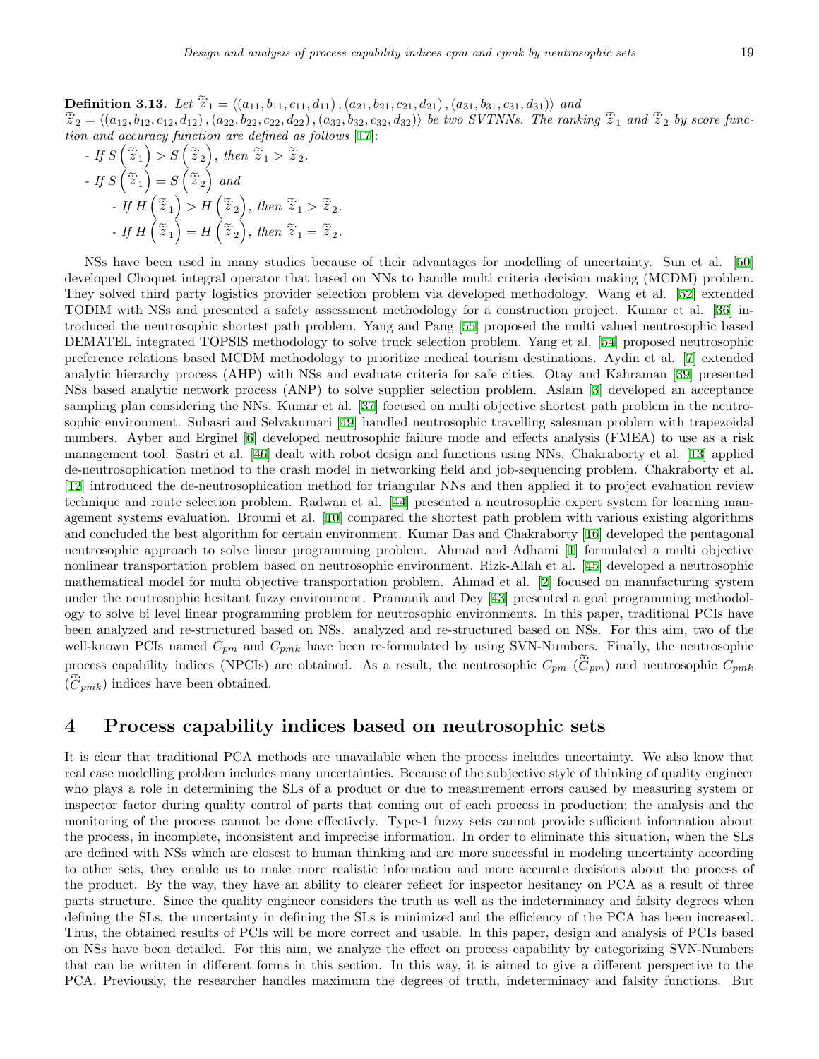**Definition 3.13.** *Let* $\tilde{\tilde{z}}_1 = \langle (a_{11}, b_{11}, c_{11}, d_{11}), (a_{21}, b_{21}, c_{21}, d_{21}), (a_{31}, b_{31}, c_{31}, d_{31}) \rangle$ *and* $\tilde{\tilde{z}}_2 = \langle (a_{12}, b_{12}, c_{12}, d_{12}), (a_{22}, b_{22}, c_{22}, d_{22}), (a_{32}, b_{32}, c_{32}, d_{32}) \rangle$ *be two SVTNNs. The ranking* $\tilde{\tilde{z}}_1$ *and* $\tilde{\tilde{z}}_2$ *by score function and accuracy function are defined as follows* [17]:

- *If* $S\left(\tilde{\tilde{z}}_1\right) > S\left(\tilde{\tilde{z}}_2\right)$, *then* $\tilde{\tilde{z}}_1 > \tilde{\tilde{z}}_2$.
- *If* $S\left(\tilde{\tilde{z}}_1\right) = S\left(\tilde{\tilde{z}}_2\right)$ *and*
  - *If* $H\left(\tilde{\tilde{z}}_1\right) > H\left(\tilde{\tilde{z}}_2\right)$, *then* $\tilde{\tilde{z}}_1 > \tilde{\tilde{z}}_2$.
  - *If* $H\left(\tilde{\tilde{z}}_1\right) = H\left(\tilde{\tilde{z}}_2\right)$, *then* $\tilde{\tilde{z}}_1 = \tilde{\tilde{z}}_2$.

NSs have been used in many studies because of their advantages for modelling of uncertainty. Sun et al. [50] developed Choquet integral operator that based on NNs to handle multi criteria decision making (MCDM) problem. They solved third party logistics provider selection problem via developed methodology. Wang et al. [52] extended TODIM with NSs and presented a safety assessment methodology for a construction project. Kumar et al. [36] introduced the neutrosophic shortest path problem. Yang and Pang [55] proposed the multi valued neutrosophic based DEMATEL integrated TOPSIS methodology to solve truck selection problem. Yang et al. [54] proposed neutrosophic preference relations based MCDM methodology to prioritize medical tourism destinations. Aydin et al. [7] extended analytic hierarchy process (AHP) with NSs and evaluate criteria for safe cities. Otay and Kahraman [39] presented NSs based analytic network process (ANP) to solve supplier selection problem. Aslam [3] developed an acceptance sampling plan considering the NNs. Kumar et al. [37] focused on multi objective shortest path problem in the neutrosophic environment. Subasri and Selvakumari [49] handled neutrosophic travelling salesman problem with trapezoidal numbers. Ayber and Erginel [6] developed neutrosophic failure mode and effects analysis (FMEA) to use as a risk management tool. Sastri et al. [46] dealt with robot design and functions using NNs. Chakraborty et al. [13] applied de-neutrosophication method to the crash model in networking field and job-sequencing problem. Chakraborty et al. [12] introduced the de-neutrosophication method for triangular NNs and then applied it to project evaluation review technique and route selection problem. Radwan et al. [44] presented a neutrosophic expert system for learning management systems evaluation. Broumi et al. [10] compared the shortest path problem with various existing algorithms and concluded the best algorithm for certain environment. Kumar Das and Chakraborty [16] developed the pentagonal neutrosophic approach to solve linear programming problem. Ahmad and Adhami [1] formulated a multi objective nonlinear transportation problem based on neutrosophic environment. Rizk-Allah et al. [45] developed a neutrosophic mathematical model for multi objective transportation problem. Ahmad et al. [2] focused on manufacturing system under the neutrosophic hesitant fuzzy environment. Pramanik and Dey [43] presented a goal programming methodology to solve bi level linear programming problem for neutrosophic environments. In this paper, traditional PCIs have been analyzed and re-structured based on NSs. analyzed and re-structured based on NSs. For this aim, two of the well-known PCIs named $C_{pm}$ and $C_{pmk}$ have been re-formulated by using SVN-Numbers. Finally, the neutrosophic process capability indices (NPCIs) are obtained. As a result, the neutrosophic $C_{pm}$ ($\tilde{\tilde{C}}_{pm}$) and neutrosophic $C_{pmk}$ ($\tilde{\tilde{C}}_{pmk}$) indices have been obtained.

# 4 Process capability indices based on neutrosophic sets

It is clear that traditional PCA methods are unavailable when the process includes uncertainty. We also know that real case modelling problem includes many uncertainties. Because of the subjective style of thinking of quality engineer who plays a role in determining the SLs of a product or due to measurement errors caused by measuring system or inspector factor during quality control of parts that coming out of each process in production; the analysis and the monitoring of the process cannot be done effectively. Type-1 fuzzy sets cannot provide sufficient information about the process, in incomplete, inconsistent and imprecise information. In order to eliminate this situation, when the SLs are defined with NSs which are closest to human thinking and are more successful in modeling uncertainty according to other sets, they enable us to make more realistic information and more accurate decisions about the process of the product. By the way, they have an ability to clearer reflect for inspector hesitancy on PCA as a result of three parts structure. Since the quality engineer considers the truth as well as the indeterminacy and falsity degrees when defining the SLs, the uncertainty in defining the SLs is minimized and the efficiency of the PCA has been increased. Thus, the obtained results of PCIs will be more correct and usable. In this paper, design and analysis of PCIs based on NSs have been detailed. For this aim, we analyze the effect on process capability by categorizing SVN-Numbers that can be written in different forms in this section. In this way, it is aimed to give a different perspective to the PCA. Previously, the researcher handles maximum the degrees of truth, indeterminacy and falsity functions. But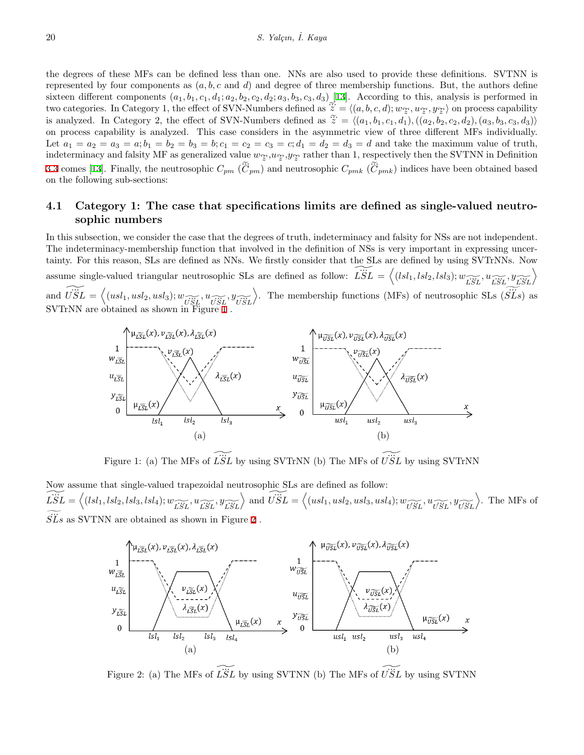the degrees of these MFs can be defined less than one. NNs are also used to provide these definitions. SVTNN is represented by four components as ($a, b, c$ and $d$) and degree of three membership functions. But, the authors define sixteen different components $(a_1, b_1, c_1, d_1; a_2, b_2, c_2, d_2; a_3, b_3, c_3, d_3)$ [13]. According to this, analysis is performed in two categories. In Category 1, the effect of SVN-Numbers defined as $\tilde{\ddot{z}} = \langle (a, b, c, d); w_{\tilde{\ddot{z}}}, u_{\tilde{\ddot{z}}}, y_{\tilde{\ddot{z}}} \rangle$ on process capability is analyzed. In Category 2, the effect of SVN-Numbers defined as $\tilde{\ddot{z}} = \langle (a_1, b_1, c_1, d_1), ((a_2, b_2, c_2, d_2), (a_3, b_3, c_3, d_3)\rangle$ on process capability is analyzed. This case considers in the asymmetric view of three different MFs individually. Let $a_1 = a_2 = a_3 = a; b_1 = b_2 = b_3 = b; c_1 = c_2 = c_3 = c; d_1 = d_2 = d_3 = d$ and take the maximum value of truth, indeterminacy and falsity MF as generalized value $w_{\tilde{\ddot{z}}}, u_{\tilde{\ddot{z}}}, y_{\tilde{\ddot{z}}}$ rather than 1, respectively then the SVTNN in Definition 3.3 comes [13]. Finally, the neutrosophic $C_{pm}$ ($\tilde{\ddot{C}}_{pm}$) and neutrosophic $C_{pmk}$ ($\tilde{\ddot{C}}_{pmk}$) indices have been obtained based on the following sub-sections:

## 4.1 Category 1: The case that specifications limits are defined as single-valued neutrosophic numbers

In this subsection, we consider the case that the degrees of truth, indeterminacy and falsity for NSs are not independent. The indeterminacy-membership function that involved in the definition of NSs is very important in expressing uncertainty. For this reason, SLs are defined as NNs. We firstly consider that the SLs are defined by using SVTrNNs. Now assume single-valued triangular neutrosophic SLs are defined as follow: $\widetilde{\ddot{LSL}} = \left\langle (lsl_1, lsl_2, lsl_3); w_{\widetilde{\ddot{LSL}}}, u_{\widetilde{\ddot{LSL}}}, y_{\widetilde{\ddot{LSL}}} \right\rangle$ and $\widetilde{\ddot{USL}} = \left\langle (usl_1, usl_2, usl_3); w_{\widetilde{\ddot{USL}}}, u_{\widetilde{\ddot{USL}}}, y_{\widetilde{\ddot{USL}}} \right\rangle$. The membership functions (MFs) of neutrosophic SLs ($\widetilde{\ddot{SLs}}$) as SVTrNN are obtained as shown in Figure 1.

Figure 1: (a) The MFs of $\widetilde{\ddot{LSL}}$ by using SVTrNN (b) The MFs of $\widetilde{\ddot{USL}}$ by using SVTrNN

Now assume that single-valued trapezoidal neutrosophic SLs are defined as follow: $\widetilde{\ddot{LSL}} = \left\langle (lsl_1, lsl_2, lsl_3, lsl_4); w_{\widetilde{\ddot{LSL}}}, u_{\widetilde{\ddot{LSL}}}, y_{\widetilde{\ddot{LSL}}} \right\rangle$ and $\widetilde{\ddot{USL}} = \left\langle (usl_1, usl_2, usl_3, usl_4); w_{\widetilde{\ddot{USL}}}, u_{\widetilde{\ddot{USL}}}, y_{\widetilde{\ddot{USL}}} \right\rangle$. The MFs of $\widetilde{\ddot{SLs}}$ as SVTNN are obtained as shown in Figure 2.

Figure 2: (a) The MFs of $\widetilde{\ddot{LSL}}$ by using SVTNN (b) The MFs of $\widetilde{\ddot{USL}}$ by using SVTNN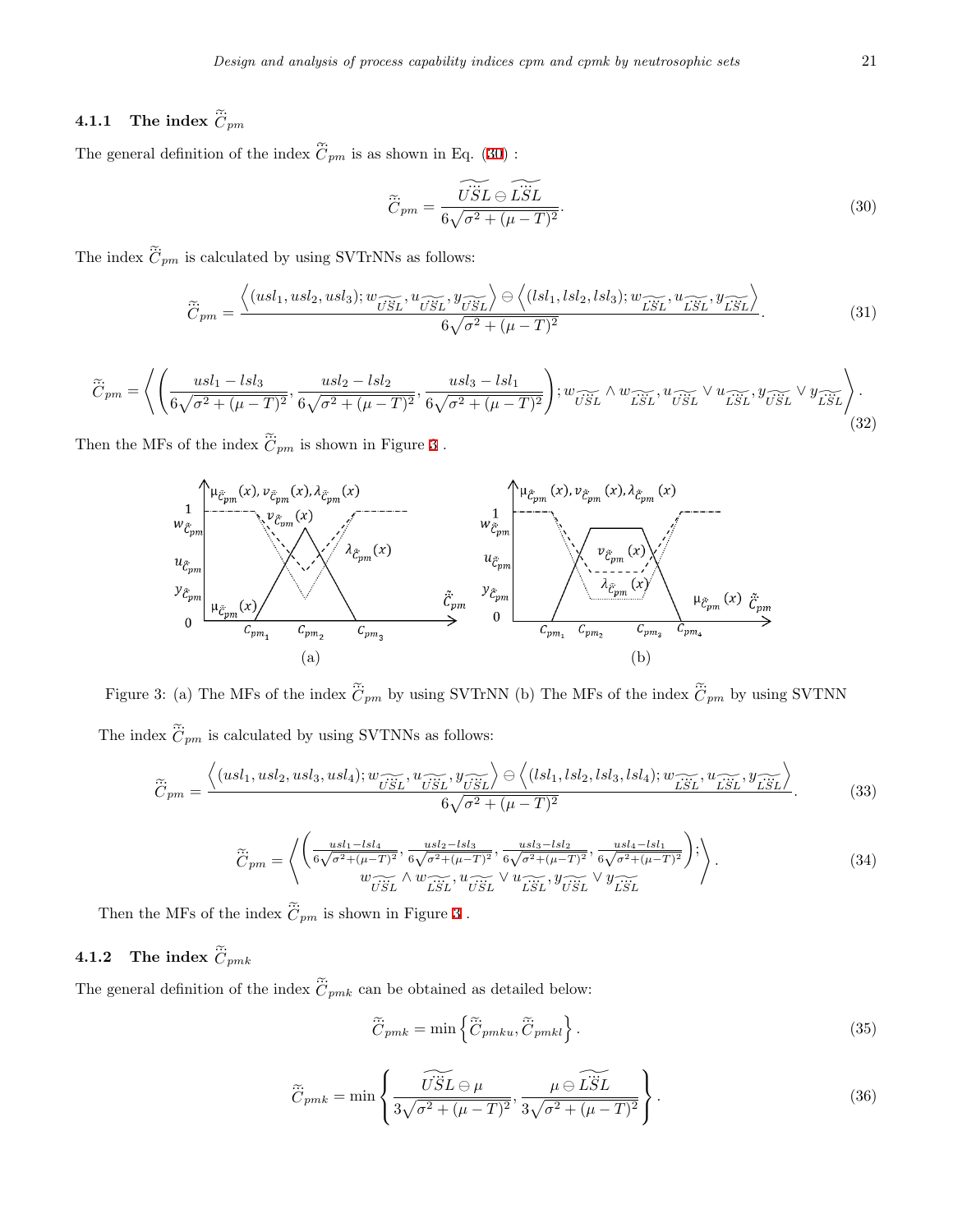### 4.1.1 The index $\tilde{\ddot{C}}_{pm}$

The general definition of the index $\tilde{\ddot{C}}_{pm}$ is as shown in Eq. (30) :

$$\tilde{\ddot{C}}_{pm} = \frac{\widetilde{U\ddot{S}L} \ominus \widetilde{L\ddot{S}L}}{6\sqrt{\sigma^2 + (\mu - T)^2}}. \tag{30}$$

The index $\tilde{\ddot{C}}_{pm}$ is calculated by using SVTrNNs as follows:

$$\tilde{\ddot{C}}_{pm} = \frac{\left\langle (usl_1, usl_2, usl_3); w_{\widetilde{U\ddot{S}L}}, u_{\widetilde{U\ddot{S}L}}, y_{\widetilde{U\ddot{S}L}} \right\rangle \ominus \left\langle (lsl_1, lsl_2, lsl_3); w_{\widetilde{L\ddot{S}L}}, u_{\widetilde{L\ddot{S}L}}, y_{\widetilde{L\ddot{S}L}} \right\rangle}{6\sqrt{\sigma^2 + (\mu - T)^2}}. \tag{31}$$

$$\tilde{\ddot{C}}_{pm} = \left\langle \left( \frac{usl_1 - lsl_3}{6\sqrt{\sigma^2 + (\mu - T)^2}}, \frac{usl_2 - lsl_2}{6\sqrt{\sigma^2 + (\mu - T)^2}}, \frac{usl_3 - lsl_1}{6\sqrt{\sigma^2 + (\mu - T)^2}} \right); w_{\widetilde{U\ddot{S}L}} \wedge w_{\widetilde{L\ddot{S}L}}, u_{\widetilde{U\ddot{S}L}} \vee u_{\widetilde{L\ddot{S}L}}, y_{\widetilde{U\ddot{S}L}} \vee y_{\widetilde{L\ddot{S}L}} \right\rangle. \tag{32}$$

Then the MFs of the index $\tilde{\ddot{C}}_{pm}$ is shown in Figure 3 .

Figure 3: (a) The MFs of the index $\tilde{\ddot{C}}_{pm}$ by using SVTrNN (b) The MFs of the index $\tilde{\ddot{C}}_{pm}$ by using SVTNN

The index $\tilde{\ddot{C}}_{pm}$ is calculated by using SVTNNs as follows:

$$\tilde{\ddot{C}}_{pm} = \frac{\left\langle (usl_1, usl_2, usl_3, usl_4); w_{\widetilde{U\ddot{S}L}}, u_{\widetilde{U\ddot{S}L}}, y_{\widetilde{U\ddot{S}L}} \right\rangle \ominus \left\langle (lsl_1, lsl_2, lsl_3, lsl_4); w_{\widetilde{L\ddot{S}L}}, u_{\widetilde{L\ddot{S}L}}, y_{\widetilde{L\ddot{S}L}} \right\rangle}{6\sqrt{\sigma^2 + (\mu - T)^2}}. \tag{33}$$

$$\tilde{\ddot{C}}_{pm} = \left\langle \begin{matrix} \left( \frac{usl_1 - lsl_4}{6\sqrt{\sigma^2 + (\mu - T)^2}}, \frac{usl_2 - lsl_3}{6\sqrt{\sigma^2 + (\mu - T)^2}}, \frac{usl_3 - lsl_2}{6\sqrt{\sigma^2 + (\mu - T)^2}}, \frac{usl_4 - lsl_1}{6\sqrt{\sigma^2 + (\mu - T)^2}} \right); \\ w_{\widetilde{U\ddot{S}L}} \wedge w_{\widetilde{L\ddot{S}L}}, u_{\widetilde{U\ddot{S}L}} \vee u_{\widetilde{L\ddot{S}L}}, y_{\widetilde{U\ddot{S}L}} \vee y_{\widetilde{L\ddot{S}L}} \end{matrix} \right\rangle. \tag{34}$$

Then the MFs of the index $\tilde{\ddot{C}}_{pm}$ is shown in Figure 3 .

### 4.1.2 The index $\tilde{\ddot{C}}_{pmk}$

The general definition of the index $\tilde{\ddot{C}}_{pmk}$ can be obtained as detailed below:

$$\tilde{\ddot{C}}_{pmk} = \min \left\{ \tilde{\ddot{C}}_{pmku}, \tilde{\ddot{C}}_{pmkl} \right\}. \tag{35}$$

$$\tilde{\ddot{C}}_{pmk} = \min \left\{ \frac{\widetilde{U\ddot{S}L} \ominus \mu}{3\sqrt{\sigma^2 + (\mu - T)^2}}, \frac{\mu \ominus \widetilde{L\ddot{S}L}}{3\sqrt{\sigma^2 + (\mu - T)^2}} \right\}. \tag{36}$$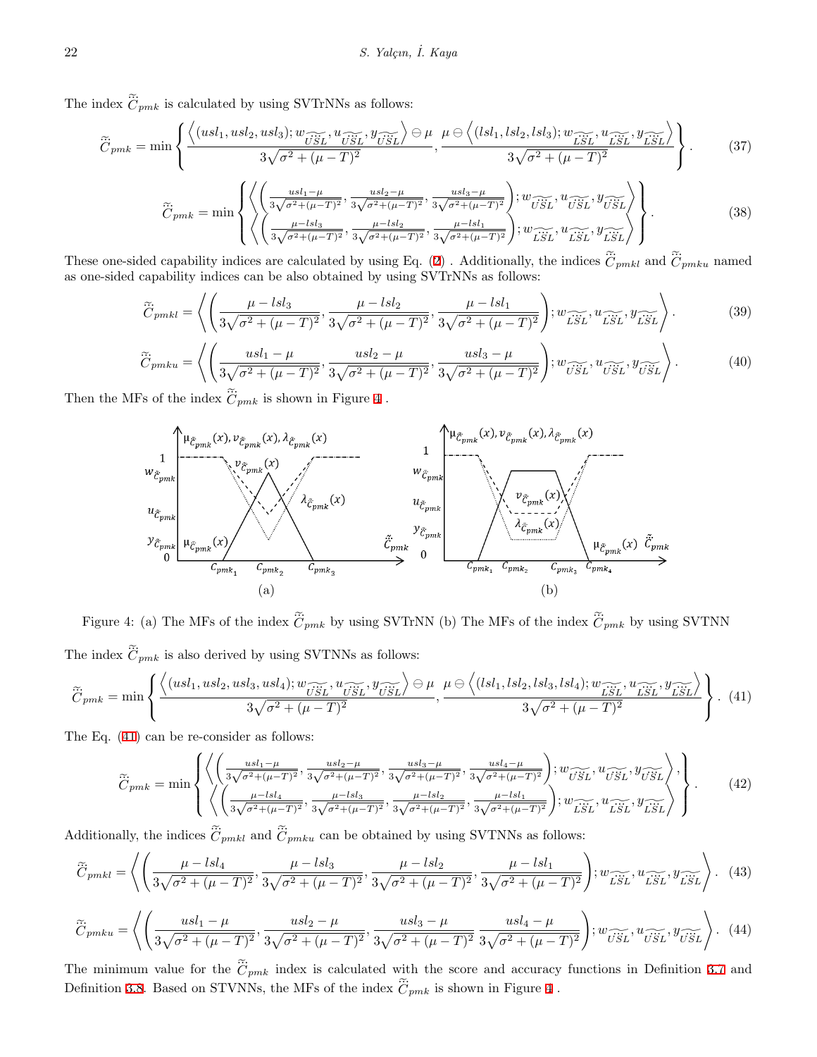The index $\tilde{\tilde{C}}_{pmk}$ is calculated by using SVTrNNs as follows:

$$\tilde{\tilde{C}}_{pmk} = \min\left\{ \frac{\left\langle (usl_1, usl_2, usl_3); w_{\widetilde{USL}}, u_{\widetilde{USL}}, y_{\widetilde{USL}} \right\rangle \ominus \mu}{3\sqrt{\sigma^2 + (\mu - T)^2}}, \frac{\mu \ominus \left\langle (lsl_1, lsl_2, lsl_3); w_{\widetilde{LSL}}, u_{\widetilde{LSL}}, y_{\widetilde{LSL}} \right\rangle}{3\sqrt{\sigma^2 + (\mu - T)^2}} \right\}. \tag{37}$$

$$\tilde{\tilde{C}}_{pmk} = \min\left\{ \begin{array}{l} \left\langle \left( \frac{usl_1 - \mu}{3\sqrt{\sigma^2+(\mu-T)^2}}, \frac{usl_2 - \mu}{3\sqrt{\sigma^2+(\mu-T)^2}}, \frac{usl_3 - \mu}{3\sqrt{\sigma^2+(\mu-T)^2}} \right); w_{\widetilde{USL}}, u_{\widetilde{USL}}, y_{\widetilde{USL}} \right\rangle \\ \left\langle \left( \frac{\mu - lsl_3}{3\sqrt{\sigma^2+(\mu-T)^2}}, \frac{\mu - lsl_2}{3\sqrt{\sigma^2+(\mu-T)^2}}, \frac{\mu - lsl_1}{3\sqrt{\sigma^2+(\mu-T)^2}} \right); w_{\widetilde{LSL}}, u_{\widetilde{LSL}}, y_{\widetilde{LSL}} \right\rangle \end{array} \right\}. \tag{38}$$

These one-sided capability indices are calculated by using Eq. (2) . Additionally, the indices $\tilde{\tilde{C}}_{pmkl}$ and $\tilde{\tilde{C}}_{pmku}$ named as one-sided capability indices can be also obtained by using SVTrNNs as follows:

$$\tilde{\tilde{C}}_{pmkl} = \left\langle \left( \frac{\mu - lsl_3}{3\sqrt{\sigma^2 + (\mu - T)^2}}, \frac{\mu - lsl_2}{3\sqrt{\sigma^2 + (\mu - T)^2}}, \frac{\mu - lsl_1}{3\sqrt{\sigma^2 + (\mu - T)^2}} \right); w_{\widetilde{LSL}}, u_{\widetilde{LSL}}, y_{\widetilde{LSL}} \right\rangle. \tag{39}$$

$$\tilde{\tilde{C}}_{pmku} = \left\langle \left( \frac{usl_1 - \mu}{3\sqrt{\sigma^2 + (\mu - T)^2}}, \frac{usl_2 - \mu}{3\sqrt{\sigma^2 + (\mu - T)^2}}, \frac{usl_3 - \mu}{3\sqrt{\sigma^2 + (\mu - T)^2}} \right); w_{\widetilde{USL}}, u_{\widetilde{USL}}, y_{\widetilde{USL}} \right\rangle. \tag{40}$$

Then the MFs of the index $\tilde{\tilde{C}}_{pmk}$ is shown in Figure 4 .

Figure 4: (a) The MFs of the index $\tilde{\tilde{C}}_{pmk}$ by using SVTrNN (b) The MFs of the index $\tilde{\tilde{C}}_{pmk}$ by using SVTNN

The index $\tilde{\tilde{C}}_{pmk}$ is also derived by using SVTNNs as follows:

$$\tilde{\tilde{C}}_{pmk} = \min\left\{ \frac{\left\langle (usl_1, usl_2, usl_3, usl_4); w_{\widetilde{USL}}, u_{\widetilde{USL}}, y_{\widetilde{USL}} \right\rangle \ominus \mu}{3\sqrt{\sigma^2 + (\mu - T)^2}}, \frac{\mu \ominus \left\langle (lsl_1, lsl_2, lsl_3, lsl_4); w_{\widetilde{LSL}}, u_{\widetilde{LSL}}, y_{\widetilde{LSL}} \right\rangle}{3\sqrt{\sigma^2 + (\mu - T)^2}} \right\}. \tag{41}$$

The Eq. (41) can be re-consider as follows:

$$\tilde{\tilde{C}}_{pmk} = \min\left\{ \begin{array}{l} \left\langle \left( \frac{usl_1 - \mu}{3\sqrt{\sigma^2+(\mu-T)^2}}, \frac{usl_2 - \mu}{3\sqrt{\sigma^2+(\mu-T)^2}}, \frac{usl_3 - \mu}{3\sqrt{\sigma^2+(\mu-T)^2}}, \frac{usl_4 - \mu}{3\sqrt{\sigma^2+(\mu-T)^2}} \right); w_{\widetilde{USL}}, u_{\widetilde{USL}}, y_{\widetilde{USL}} \right\rangle, \\ \left\langle \left( \frac{\mu - lsl_4}{3\sqrt{\sigma^2+(\mu-T)^2}}, \frac{\mu - lsl_3}{3\sqrt{\sigma^2+(\mu-T)^2}}, \frac{\mu - lsl_2}{3\sqrt{\sigma^2+(\mu-T)^2}}, \frac{\mu - lsl_1}{3\sqrt{\sigma^2+(\mu-T)^2}} \right); w_{\widetilde{LSL}}, u_{\widetilde{LSL}}, y_{\widetilde{LSL}} \right\rangle \end{array} \right\}. \tag{42}$$

Additionally, the indices $\tilde{\tilde{C}}_{pmkl}$ and $\tilde{\tilde{C}}_{pmku}$ can be obtained by using SVTNNs as follows:

$$\tilde{\tilde{C}}_{pmkl} = \left\langle \left( \frac{\mu - lsl_4}{3\sqrt{\sigma^2 + (\mu - T)^2}}, \frac{\mu - lsl_3}{3\sqrt{\sigma^2 + (\mu - T)^2}}, \frac{\mu - lsl_2}{3\sqrt{\sigma^2 + (\mu - T)^2}}, \frac{\mu - lsl_1}{3\sqrt{\sigma^2 + (\mu - T)^2}} \right); w_{\widetilde{LSL}}, u_{\widetilde{LSL}}, y_{\widetilde{LSL}} \right\rangle. \tag{43}$$

$$\tilde{\tilde{C}}_{pmku} = \left\langle \left( \frac{usl_1 - \mu}{3\sqrt{\sigma^2 + (\mu - T)^2}}, \frac{usl_2 - \mu}{3\sqrt{\sigma^2 + (\mu - T)^2}}, \frac{usl_3 - \mu}{3\sqrt{\sigma^2 + (\mu - T)^2}} \frac{usl_4 - \mu}{3\sqrt{\sigma^2 + (\mu - T)^2}} \right); w_{\widetilde{USL}}, u_{\widetilde{USL}}, y_{\widetilde{USL}} \right\rangle. \tag{44}$$

The minimum value for the $\tilde{\tilde{C}}_{pmk}$ index is calculated with the score and accuracy functions in Definition 3.7 and Definition 3.8. Based on STVNNs, the MFs of the index $\tilde{\tilde{C}}_{pmk}$ is shown in Figure 4 .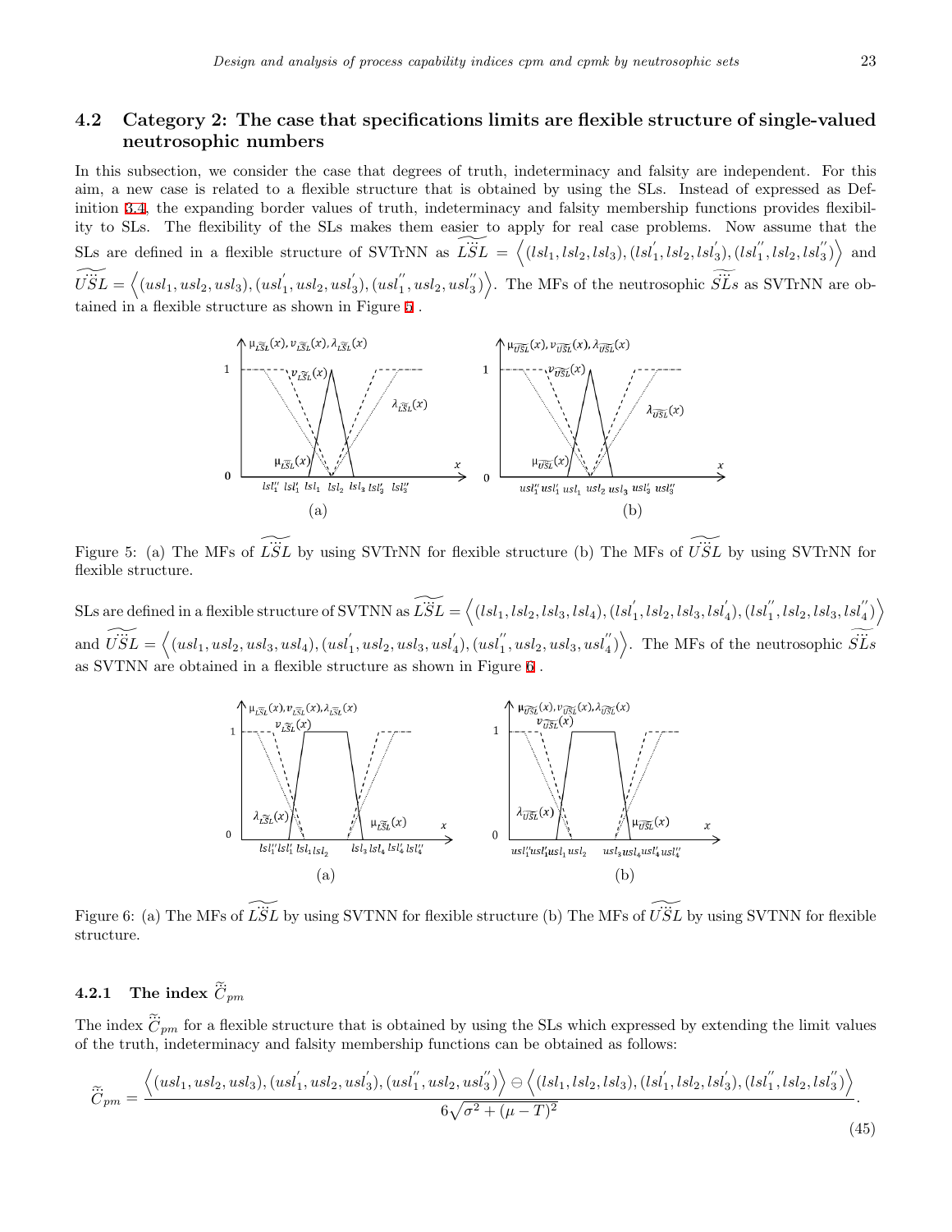## 4.2 Category 2: The case that specifications limits are flexible structure of single-valued neutrosophic numbers

In this subsection, we consider the case that degrees of truth, indeterminacy and falsity are independent. For this aim, a new case is related to a flexible structure that is obtained by using the SLs. Instead of expressed as Definition 3.4, the expanding border values of truth, indeterminacy and falsity membership functions provides flexibility to SLs. The flexibility of the SLs makes them easier to apply for real case problems. Now assume that the SLs are defined in a flexible structure of SVTrNN as $\widetilde{L\ddot{S}L} = \left\langle (lsl_1, lsl_2, lsl_3), (lsl_1^{'}, lsl_2, lsl_3^{'}), (lsl_1^{''}, lsl_2, lsl_3^{''}) \right\rangle$ and $\widetilde{U\ddot{S}L} = \left\langle (usl_1, usl_2, usl_3), (usl_1^{'}, usl_2, usl_3^{'}), (usl_1^{''}, usl_2, usl_3^{''}) \right\rangle$. The MFs of the neutrosophic $\widetilde{\ddot{S}Ls}$ as SVTrNN are obtained in a flexible structure as shown in Figure 5 .

Figure 5: (a) The MFs of $\widetilde{L\ddot{S}L}$ by using SVTrNN for flexible structure (b) The MFs of $\widetilde{U\ddot{S}L}$ by using SVTrNN for flexible structure.

SLs are defined in a flexible structure of SVTNN as $\widetilde{L\ddot{S}L} = \left\langle (lsl_1, lsl_2, lsl_3, lsl_4), (lsl_1^{'}, lsl_2, lsl_3, lsl_4^{'}), (lsl_1^{''}, lsl_2, lsl_3, lsl_4^{''}) \right\rangle$ and $\widetilde{U\ddot{S}L} = \left\langle (usl_1, usl_2, usl_3, usl_4), (usl_1^{'}, usl_2, usl_3, usl_4^{'}), (usl_1^{''}, usl_2, usl_3, usl_4^{''}) \right\rangle$. The MFs of the neutrosophic $\widetilde{\ddot{S}Ls}$ as SVTNN are obtained in a flexible structure as shown in Figure 6 .

Figure 6: (a) The MFs of $\widetilde{L\ddot{S}L}$ by using SVTNN for flexible structure (b) The MFs of $\widetilde{U\ddot{S}L}$ by using SVTNN for flexible structure.

### 4.2.1 The index $\tilde{\ddot{C}}_{pm}$

The index $\tilde{\ddot{C}}_{pm}$ for a flexible structure that is obtained by using the SLs which expressed by extending the limit values of the truth, indeterminacy and falsity membership functions can be obtained as follows:

$$\tilde{\ddot{C}}_{pm} = \frac{\left\langle (usl_1, usl_2, usl_3), (usl_1^{'}, usl_2, usl_3^{'}), (usl_1^{''}, usl_2, usl_3^{''}) \right\rangle \ominus \left\langle (lsl_1, lsl_2, lsl_3), (lsl_1^{'}, lsl_2, lsl_3^{'}), (lsl_1^{''}, lsl_2, lsl_3^{''}) \right\rangle}{6\sqrt{\sigma^2 + (\mu - T)^2}}. \tag{45}$$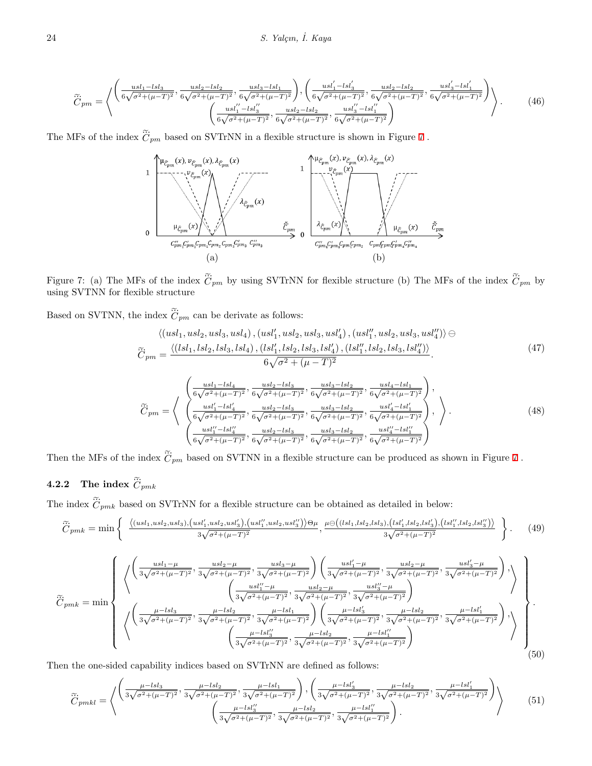$$\tilde{\tilde{C}}_{pm} = \left\langle \begin{array}{c} \left( \frac{usl_1 - lsl_3}{6\sqrt{\sigma^2+(\mu-T)^2}}, \frac{usl_2 - lsl_2}{6\sqrt{\sigma^2+(\mu-T)^2}}, \frac{usl_3 - lsl_1}{6\sqrt{\sigma^2+(\mu-T)^2}} \right), \left( \frac{usl_1' - lsl_3'}{6\sqrt{\sigma^2+(\mu-T)^2}}, \frac{usl_2 - lsl_2}{6\sqrt{\sigma^2+(\mu-T)^2}}, \frac{usl_3' - lsl_1'}{6\sqrt{\sigma^2+(\mu-T)^2}} \right) \\ \left( \frac{usl_1'' - lsl_3''}{6\sqrt{\sigma^2+(\mu-T)^2}}, \frac{usl_2 - lsl_2}{6\sqrt{\sigma^2+(\mu-T)^2}}, \frac{usl_3'' - lsl_1''}{6\sqrt{\sigma^2+(\mu-T)^2}} \right) \end{array} \right\rangle . \tag{46}$$

The MFs of the index $\tilde{\tilde{C}}_{pm}$ based on SVTrNN in a flexible structure is shown in Figure 7 .

Figure 7: (a) The MFs of the index $\tilde{\tilde{C}}_{pm}$ by using SVTrNN for flexible structure (b) The MFs of the index $\tilde{\tilde{C}}_{pm}$ by using SVTNN for flexible structure

Based on SVTNN, the index $\tilde{\tilde{C}}_{pm}$ can be derivate as follows:

$$\tilde{\tilde{C}}_{pm} = \frac{\langle (usl_1, usl_2, usl_3, usl_4), (usl_1', usl_2, usl_3, usl_4'), (usl_1'', usl_2, usl_3, usl_4'') \rangle \ominus \langle (lsl_1, lsl_2, lsl_3, lsl_4), (lsl_1', lsl_2, lsl_3, lsl_4'), (lsl_1'', lsl_2, lsl_3, lsl_4'') \rangle}{6\sqrt{\sigma^2 + (\mu - T)^2}} . \tag{47}$$

$$\tilde{\tilde{C}}_{pm} = \left\langle \begin{array}{c} \left( \frac{usl_1 - lsl_4}{6\sqrt{\sigma^2+(\mu-T)^2}}, \frac{usl_2 - lsl_3}{6\sqrt{\sigma^2+(\mu-T)^2}}, \frac{usl_3 - lsl_2}{6\sqrt{\sigma^2+(\mu-T)^2}}, \frac{usl_4 - lsl_1}{6\sqrt{\sigma^2+(\mu-T)^2}} \right), \\ \left( \frac{usl_1' - lsl_4'}{6\sqrt{\sigma^2+(\mu-T)^2}}, \frac{usl_2 - lsl_3}{6\sqrt{\sigma^2+(\mu-T)^2}}, \frac{usl_3 - lsl_2}{6\sqrt{\sigma^2+(\mu-T)^2}}, \frac{usl_4' - lsl_1'}{6\sqrt{\sigma^2+(\mu-T)^2}} \right), \\ \left( \frac{usl_1'' - lsl_4''}{6\sqrt{\sigma^2+(\mu-T)^2}}, \frac{usl_2 - lsl_3}{6\sqrt{\sigma^2+(\mu-T)^2}}, \frac{usl_3 - lsl_2}{6\sqrt{\sigma^2+(\mu-T)^2}}, \frac{usl_4'' - lsl_1''}{6\sqrt{\sigma^2+(\mu-T)^2}} \right) \end{array} \right\rangle . \tag{48}$$

Then the MFs of the index $\tilde{\tilde{C}}_{pm}$ based on SVTNN in a flexible structure can be produced as shown in Figure 7 .

#### 4.2.2 The index $\tilde{\tilde{C}}_{pmk}$

The index $\tilde{\tilde{C}}_{pmk}$ based on SVTrNN for a flexible structure can be obtained as detailed in below:

$$\tilde{\tilde{C}}_{pmk} = \min \left\{ \frac{\langle (usl_1, usl_2, usl_3), (usl_1', usl_2, usl_3'), (usl_1'', usl_2, usl_3'') \rangle \ominus \mu}{3\sqrt{\sigma^2+(\mu-T)^2}}, \frac{\mu \ominus \langle (lsl_1, lsl_2, lsl_3), (lsl_1', lsl_2, lsl_3'), (lsl_1'', lsl_2, lsl_3'') \rangle}{3\sqrt{\sigma^2+(\mu-T)^2}} \right\} . \tag{49}$$

$$\tilde{\tilde{C}}_{pmk} = \min \left\{ \begin{array}{c} \left\langle \begin{array}{c} \left( \frac{usl_1 - \mu}{3\sqrt{\sigma^2+(\mu-T)^2}}, \frac{usl_2 - \mu}{3\sqrt{\sigma^2+(\mu-T)^2}}, \frac{usl_3 - \mu}{3\sqrt{\sigma^2+(\mu-T)^2}} \right) \left( \frac{usl_1' - \mu}{3\sqrt{\sigma^2+(\mu-T)^2}}, \frac{usl_2 - \mu}{3\sqrt{\sigma^2+(\mu-T)^2}}, \frac{usl_3' - \mu}{3\sqrt{\sigma^2+(\mu-T)^2}} \right), \\ \left( \frac{usl_1'' - \mu}{3\sqrt{\sigma^2+(\mu-T)^2}}, \frac{usl_2 - \mu}{3\sqrt{\sigma^2+(\mu-T)^2}}, \frac{usl_3'' - \mu}{3\sqrt{\sigma^2+(\mu-T)^2}} \right) \end{array} \right\rangle \\ \left\langle \begin{array}{c} \left( \frac{\mu - lsl_3}{3\sqrt{\sigma^2+(\mu-T)^2}}, \frac{\mu - lsl_2}{3\sqrt{\sigma^2+(\mu-T)^2}}, \frac{\mu - lsl_1}{3\sqrt{\sigma^2+(\mu-T)^2}} \right) \left( \frac{\mu - lsl_3'}{3\sqrt{\sigma^2+(\mu-T)^2}}, \frac{\mu - lsl_2}{3\sqrt{\sigma^2+(\mu-T)^2}}, \frac{\mu - lsl_1'}{3\sqrt{\sigma^2+(\mu-T)^2}} \right), \\ \left( \frac{\mu - lsl_3''}{3\sqrt{\sigma^2+(\mu-T)^2}}, \frac{\mu - lsl_2}{3\sqrt{\sigma^2+(\mu-T)^2}}, \frac{\mu - lsl_1''}{3\sqrt{\sigma^2+(\mu-T)^2}} \right) \end{array} \right\rangle \end{array} \right\} . \tag{50}$$

Then the one-sided capability indices based on SVTrNN are defined as follows:

$$\tilde{\tilde{C}}_{pmkl} = \left\langle \begin{array}{c} \left( \frac{\mu - lsl_3}{3\sqrt{\sigma^2+(\mu-T)^2}}, \frac{\mu - lsl_2}{3\sqrt{\sigma^2+(\mu-T)^2}}, \frac{\mu - lsl_1}{3\sqrt{\sigma^2+(\mu-T)^2}} \right), \left( \frac{\mu - lsl_3'}{3\sqrt{\sigma^2+(\mu-T)^2}}, \frac{\mu - lsl_2}{3\sqrt{\sigma^2+(\mu-T)^2}}, \frac{\mu - lsl_1'}{3\sqrt{\sigma^2+(\mu-T)^2}} \right) \\ \left( \frac{\mu - lsl_3''}{3\sqrt{\sigma^2+(\mu-T)^2}}, \frac{\mu - lsl_2}{3\sqrt{\sigma^2+(\mu-T)^2}}, \frac{\mu - lsl_1''}{3\sqrt{\sigma^2+(\mu-T)^2}} \right) . \end{array} \right\rangle \tag{51}$$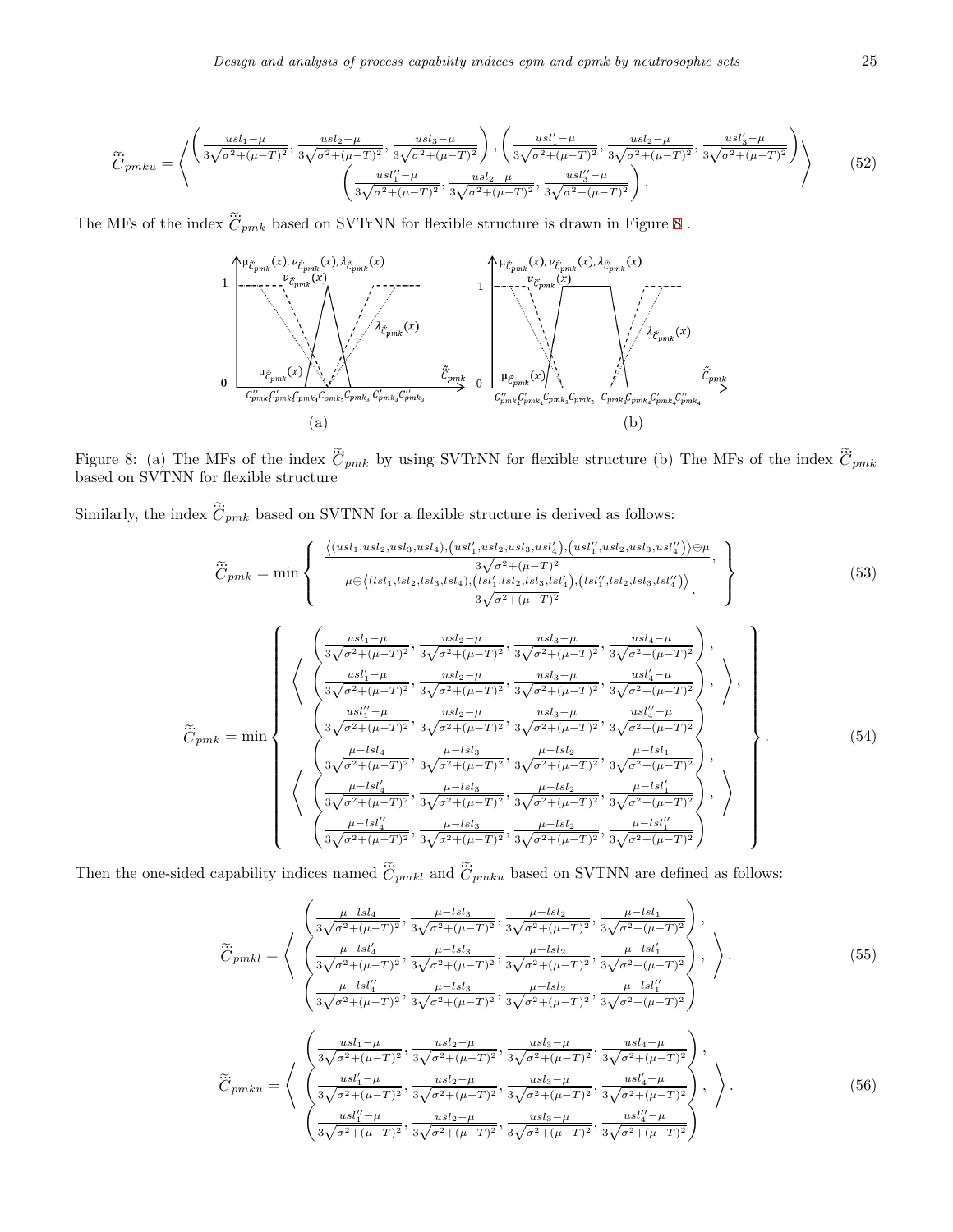$$\tilde{\ddot{C}}_{pmku} = \left\langle \begin{array}{c} \left( \frac{usl_1-\mu}{3\sqrt{\sigma^2+(\mu-T)^2}}, \frac{usl_2-\mu}{3\sqrt{\sigma^2+(\mu-T)^2}}, \frac{usl_3-\mu}{3\sqrt{\sigma^2+(\mu-T)^2}} \right), \left( \frac{usl'_1-\mu}{3\sqrt{\sigma^2+(\mu-T)^2}}, \frac{usl_2-\mu}{3\sqrt{\sigma^2+(\mu-T)^2}}, \frac{usl'_3-\mu}{3\sqrt{\sigma^2+(\mu-T)^2}} \right) \\ \left( \frac{usl''_1-\mu}{3\sqrt{\sigma^2+(\mu-T)^2}}, \frac{usl_2-\mu}{3\sqrt{\sigma^2+(\mu-T)^2}}, \frac{usl''_3-\mu}{3\sqrt{\sigma^2+(\mu-T)^2}} \right). \end{array} \right\rangle \tag{52}$$

The MFs of the index $\tilde{\ddot{C}}_{pmk}$ based on SVTrNN for flexible structure is drawn in Figure 8 .

(a) (b)

Figure 8: (a) The MFs of the index $\tilde{\ddot{C}}_{pmk}$ by using SVTrNN for flexible structure (b) The MFs of the index $\tilde{\ddot{C}}_{pmk}$ based on SVTNN for flexible structure

Similarly, the index $\tilde{\ddot{C}}_{pmk}$ based on SVTNN for a flexible structure is derived as follows:

$$\tilde{\ddot{C}}_{pmk} = \min \left\{ \begin{array}{c} \frac{\left\langle (usl_1,usl_2,usl_3,usl_4),\left(usl'_1,usl_2,usl_3,usl'_4\right),\left(usl''_1,usl_2,usl_3,usl''_4\right)\right\rangle \ominus \mu}{3\sqrt{\sigma^2+(\mu-T)^2}}, \\ \frac{\mu \ominus \left\langle (lsl_1,lsl_2,lsl_3,lsl_4),\left(lsl'_1,lsl_2,lsl_3,lsl'_4\right),\left(lsl''_1,lsl_2,lsl_3,lsl''_4\right)\right\rangle}{3\sqrt{\sigma^2+(\mu-T)^2}}. \end{array} \right\} \tag{53}$$

$$\tilde{\ddot{C}}_{pmk} = \min \left\{ \begin{array}{c} \left\langle \begin{array}{c} \left( \frac{usl_1-\mu}{3\sqrt{\sigma^2+(\mu-T)^2}}, \frac{usl_2-\mu}{3\sqrt{\sigma^2+(\mu-T)^2}}, \frac{usl_3-\mu}{3\sqrt{\sigma^2+(\mu-T)^2}}, \frac{usl_4-\mu}{3\sqrt{\sigma^2+(\mu-T)^2}} \right), \\ \left( \frac{usl'_1-\mu}{3\sqrt{\sigma^2+(\mu-T)^2}}, \frac{usl_2-\mu}{3\sqrt{\sigma^2+(\mu-T)^2}}, \frac{usl_3-\mu}{3\sqrt{\sigma^2+(\mu-T)^2}}, \frac{usl'_4-\mu}{3\sqrt{\sigma^2+(\mu-T)^2}} \right), \\ \left( \frac{usl''_1-\mu}{3\sqrt{\sigma^2+(\mu-T)^2}}, \frac{usl_2-\mu}{3\sqrt{\sigma^2+(\mu-T)^2}}, \frac{usl_3-\mu}{3\sqrt{\sigma^2+(\mu-T)^2}}, \frac{usl''_4-\mu}{3\sqrt{\sigma^2+(\mu-T)^2}} \right) \end{array} \right\rangle, \\ \left\langle \begin{array}{c} \left( \frac{\mu-lsl_4}{3\sqrt{\sigma^2+(\mu-T)^2}}, \frac{\mu-lsl_3}{3\sqrt{\sigma^2+(\mu-T)^2}}, \frac{\mu-lsl_2}{3\sqrt{\sigma^2+(\mu-T)^2}}, \frac{\mu-lsl_1}{3\sqrt{\sigma^2+(\mu-T)^2}} \right), \\ \left( \frac{\mu-lsl'_4}{3\sqrt{\sigma^2+(\mu-T)^2}}, \frac{\mu-lsl_3}{3\sqrt{\sigma^2+(\mu-T)^2}}, \frac{\mu-lsl_2}{3\sqrt{\sigma^2+(\mu-T)^2}}, \frac{\mu-lsl'_1}{3\sqrt{\sigma^2+(\mu-T)^2}} \right), \\ \left( \frac{\mu-lsl''_4}{3\sqrt{\sigma^2+(\mu-T)^2}}, \frac{\mu-lsl_3}{3\sqrt{\sigma^2+(\mu-T)^2}}, \frac{\mu-lsl_2}{3\sqrt{\sigma^2+(\mu-T)^2}}, \frac{\mu-lsl''_1}{3\sqrt{\sigma^2+(\mu-T)^2}} \right) \end{array} \right\rangle \end{array} \right\}. \tag{54}$$

Then the one-sided capability indices named $\tilde{\ddot{C}}_{pmkl}$ and $\tilde{\ddot{C}}_{pmku}$ based on SVTNN are defined as follows:

$$\tilde{\ddot{C}}_{pmkl} = \left\langle \begin{array}{c} \left( \frac{\mu-lsl_4}{3\sqrt{\sigma^2+(\mu-T)^2}}, \frac{\mu-lsl_3}{3\sqrt{\sigma^2+(\mu-T)^2}}, \frac{\mu-lsl_2}{3\sqrt{\sigma^2+(\mu-T)^2}}, \frac{\mu-lsl_1}{3\sqrt{\sigma^2+(\mu-T)^2}} \right), \\ \left( \frac{\mu-lsl'_4}{3\sqrt{\sigma^2+(\mu-T)^2}}, \frac{\mu-lsl_3}{3\sqrt{\sigma^2+(\mu-T)^2}}, \frac{\mu-lsl_2}{3\sqrt{\sigma^2+(\mu-T)^2}}, \frac{\mu-lsl'_1}{3\sqrt{\sigma^2+(\mu-T)^2}} \right), \\ \left( \frac{\mu-lsl''_4}{3\sqrt{\sigma^2+(\mu-T)^2}}, \frac{\mu-lsl_3}{3\sqrt{\sigma^2+(\mu-T)^2}}, \frac{\mu-lsl_2}{3\sqrt{\sigma^2+(\mu-T)^2}}, \frac{\mu-lsl''_1}{3\sqrt{\sigma^2+(\mu-T)^2}} \right) \end{array} \right\rangle. \tag{55}$$

$$\tilde{\ddot{C}}_{pmku} = \left\langle \begin{array}{c} \left( \frac{usl_1-\mu}{3\sqrt{\sigma^2+(\mu-T)^2}}, \frac{usl_2-\mu}{3\sqrt{\sigma^2+(\mu-T)^2}}, \frac{usl_3-\mu}{3\sqrt{\sigma^2+(\mu-T)^2}}, \frac{usl_4-\mu}{3\sqrt{\sigma^2+(\mu-T)^2}} \right), \\ \left( \frac{usl'_1-\mu}{3\sqrt{\sigma^2+(\mu-T)^2}}, \frac{usl_2-\mu}{3\sqrt{\sigma^2+(\mu-T)^2}}, \frac{usl_3-\mu}{3\sqrt{\sigma^2+(\mu-T)^2}}, \frac{usl'_4-\mu}{3\sqrt{\sigma^2+(\mu-T)^2}} \right), \\ \left( \frac{usl''_1-\mu}{3\sqrt{\sigma^2+(\mu-T)^2}}, \frac{usl_2-\mu}{3\sqrt{\sigma^2+(\mu-T)^2}}, \frac{usl_3-\mu}{3\sqrt{\sigma^2+(\mu-T)^2}}, \frac{usl''_4-\mu}{3\sqrt{\sigma^2+(\mu-T)^2}} \right) \end{array} \right\rangle. \tag{56}$$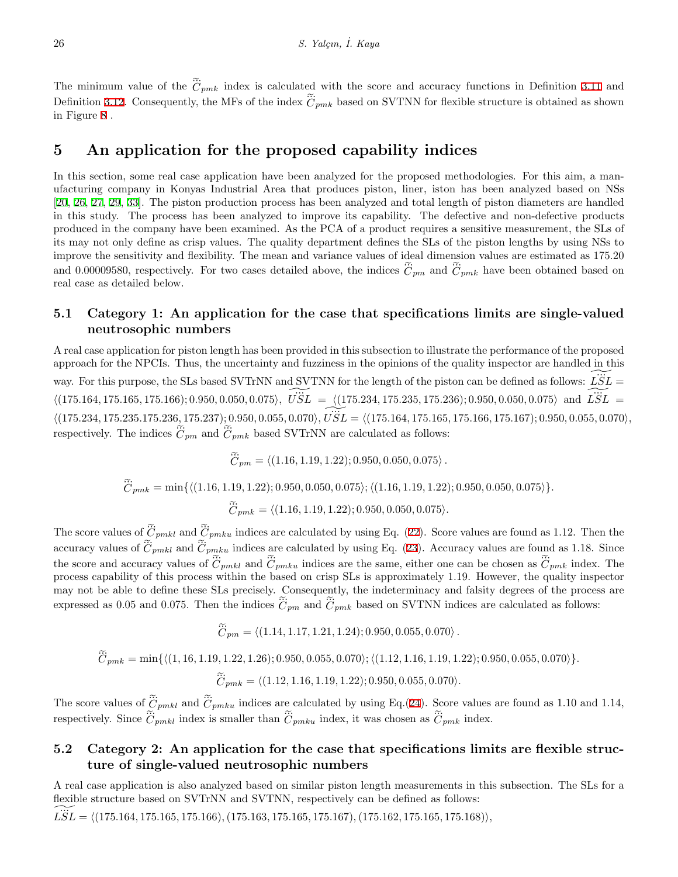The minimum value of the $\tilde{\ddot{C}}_{pmk}$ index is calculated with the score and accuracy functions in Definition 3.11 and Definition 3.12. Consequently, the MFs of the index $\tilde{\ddot{C}}_{pmk}$ based on SVTNN for flexible structure is obtained as shown in Figure 8 .

# 5 An application for the proposed capability indices

In this section, some real case application have been analyzed for the proposed methodologies. For this aim, a manufacturing company in Konyas Industrial Area that produces piston, liner, iston has been analyzed based on NSs [20, 26, 27, 29, 33]. The piston production process has been analyzed and total length of piston diameters are handled in this study. The process has been analyzed to improve its capability. The defective and non-defective products produced in the company have been examined. As the PCA of a product requires a sensitive measurement, the SLs of its may not only define as crisp values. The quality department defines the SLs of the piston lengths by using NSs to improve the sensitivity and flexibility. The mean and variance values of ideal dimension values are estimated as 175.20 and 0.00009580, respectively. For two cases detailed above, the indices $\tilde{\ddot{C}}_{pm}$ and $\tilde{\ddot{C}}_{pmk}$ have been obtained based on real case as detailed below.

## 5.1 Category 1: An application for the case that specifications limits are single-valued neutrosophic numbers

A real case application for piston length has been provided in this subsection to illustrate the performance of the proposed approach for the NPCIs. Thus, the uncertainty and fuzziness in the opinions of the quality inspector are handled in this way. For this purpose, the SLs based SVTrNN and SVTNN for the length of the piston can be defined as follows: $\widetilde{L\ddot{S}L} = \langle(175.164, 175.165, 175.166); 0.950, 0.050, 0.075\rangle$, $\widetilde{U\ddot{S}L} = \langle(175.234, 175.235, 175.236); 0.950, 0.050, 0.075\rangle$ and $\widetilde{L\ddot{S}L} = \langle(175.234, 175.235.175.236, 175.237); 0.950, 0.055, 0.070\rangle$, $\widetilde{U\ddot{S}L} = \langle(175.164, 175.165, 175.166, 175.167); 0.950, 0.055, 0.070\rangle$, respectively. The indices $\tilde{\ddot{C}}_{pm}$ and $\tilde{\ddot{C}}_{pmk}$ based SVTrNN are calculated as follows:

$$\tilde{\ddot{C}}_{pm} = \langle(1.16, 1.19, 1.22); 0.950, 0.050, 0.075\rangle .$$

$$\tilde{\ddot{C}}_{pmk} = \min\{\langle(1.16, 1.19, 1.22); 0.950, 0.050, 0.075\rangle; \langle(1.16, 1.19, 1.22); 0.950, 0.050, 0.075\rangle\}.$$

$$\tilde{\ddot{C}}_{pmk} = \langle(1.16, 1.19, 1.22); 0.950, 0.050, 0.075\rangle.$$

The score values of $\tilde{\ddot{C}}_{pmkl}$ and $\tilde{\ddot{C}}_{pmku}$ indices are calculated by using Eq. (22). Score values are found as 1.12. Then the accuracy values of $\tilde{\ddot{C}}_{pmkl}$ and $\tilde{\ddot{C}}_{pmku}$ indices are calculated by using Eq. (23). Accuracy values are found as 1.18. Since the score and accuracy values of $\tilde{\ddot{C}}_{pmkl}$ and $\tilde{\ddot{C}}_{pmku}$ indices are the same, either one can be chosen as $\tilde{\ddot{C}}_{pmk}$ index. The process capability of this process within the based on crisp SLs is approximately 1.19. However, the quality inspector may not be able to define these SLs precisely. Consequently, the indeterminacy and falsity degrees of the process are expressed as 0.05 and 0.075. Then the indices $\tilde{\ddot{C}}_{pm}$ and $\tilde{\ddot{C}}_{pmk}$ based on SVTNN indices are calculated as follows:

$$\tilde{\ddot{C}}_{pm} = \langle(1.14, 1.17, 1.21, 1.24); 0.950, 0.055, 0.070\rangle .$$

$$\tilde{\ddot{C}}_{pmk} = \min\{\langle(1, 16, 1.19, 1.22, 1.26); 0.950, 0.055, 0.070\rangle; \langle(1.12, 1.16, 1.19, 1.22); 0.950, 0.055, 0.070\rangle\}.$$

$$\tilde{\ddot{C}}_{pmk} = \langle(1.12, 1.16, 1.19, 1.22); 0.950, 0.055, 0.070\rangle.$$

The score values of $\tilde{\ddot{C}}_{pmkl}$ and $\tilde{\ddot{C}}_{pmku}$ indices are calculated by using Eq.(24). Score values are found as 1.10 and 1.14, respectively. Since $\tilde{\ddot{C}}_{pmkl}$ index is smaller than $\tilde{\ddot{C}}_{pmku}$ index, it was chosen as $\tilde{\ddot{C}}_{pmk}$ index.

## 5.2 Category 2: An application for the case that specifications limits are flexible structure of single-valued neutrosophic numbers

A real case application is also analyzed based on similar piston length measurements in this subsection. The SLs for a flexible structure based on SVTrNN and SVTNN, respectively can be defined as follows:

$\widetilde{L\ddot{S}L} = \langle(175.164, 175.165, 175.166), (175.163, 175.165, 175.167), (175.162, 175.165, 175.168)\rangle$,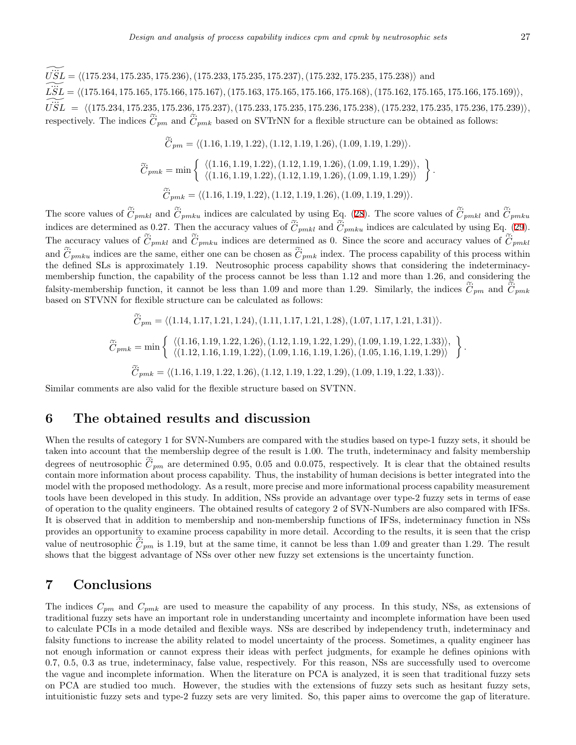$\widetilde{\ddot{USL}} = \langle(175.234, 175.235, 175.236), (175.233, 175.235, 175.237), (175.232, 175.235, 175.238)\rangle$ and
$\widetilde{\ddot{LSL}} = \langle(175.164, 175.165, 175.166, 175.167), (175.163, 175.165, 175.166, 175.168), (175.162, 175.165, 175.166, 175.169)\rangle$,
$\widetilde{\ddot{USL}} = \langle(175.234, 175.235, 175.236, 175.237), (175.233, 175.235, 175.236, 175.238), (175.232, 175.235, 175.236, 175.239)\rangle$,
respectively. The indices $\tilde{\ddot{C}}_{pm}$ and $\tilde{\ddot{C}}_{pmk}$ based on SVTrNN for a flexible structure can be obtained as follows:

$$\tilde{\ddot{C}}_{pm} = \langle(1.16, 1.19, 1.22), (1.12, 1.19, 1.26), (1.09, 1.19, 1.29)\rangle.$$

$$\tilde{\ddot{C}}_{pmk} = \min\left\{ \begin{array}{l} \langle(1.16, 1.19, 1.22), (1.12, 1.19, 1.26), (1.09, 1.19, 1.29)\rangle, \\ \langle(1.16, 1.19, 1.22), (1.12, 1.19, 1.26), (1.09, 1.19, 1.29)\rangle \end{array} \right\}.$$

$$\tilde{\ddot{C}}_{pmk} = \langle(1.16, 1.19, 1.22), (1.12, 1.19, 1.26), (1.09, 1.19, 1.29)\rangle.$$

The score values of $\tilde{\ddot{C}}_{pmkl}$ and $\tilde{\ddot{C}}_{pmku}$ indices are calculated by using Eq. (28). The score values of $\tilde{\ddot{C}}_{pmkl}$ and $\tilde{\ddot{C}}_{pmku}$ indices are determined as 0.27. Then the accuracy values of $\tilde{\ddot{C}}_{pmkl}$ and $\tilde{\ddot{C}}_{pmku}$ indices are calculated by using Eq. (29). The accuracy values of $\tilde{\ddot{C}}_{pmkl}$ and $\tilde{\ddot{C}}_{pmku}$ indices are determined as 0. Since the score and accuracy values of $\tilde{\ddot{C}}_{pmkl}$ and $\tilde{\ddot{C}}_{pmku}$ indices are the same, either one can be chosen as $\tilde{\ddot{C}}_{pmk}$ index. The process capability of this process within the defined SLs is approximately 1.19. Neutrosophic process capability shows that considering the indeterminacy-membership function, the capability of the process cannot be less than 1.12 and more than 1.26, and considering the falsity-membership function, it cannot be less than 1.09 and more than 1.29. Similarly, the indices $\tilde{\ddot{C}}_{pm}$ and $\tilde{\ddot{C}}_{pmk}$ based on STVNN for flexible structure can be calculated as follows:

$$\tilde{\ddot{C}}_{pm} = \langle(1.14, 1.17, 1.21, 1.24), (1.11, 1.17, 1.21, 1.28), (1.07, 1.17, 1.21, 1.31)\rangle.$$

$$\tilde{\ddot{C}}_{pmk} = \min\left\{ \begin{array}{l} \langle(1.16, 1.19, 1.22, 1.26), (1.12, 1.19, 1.22, 1.29), (1.09, 1.19, 1.22, 1.33)\rangle, \\ \langle(1.12, 1.16, 1.19, 1.22), (1.09, 1.16, 1.19, 1.26), (1.05, 1.16, 1.19, 1.29)\rangle \end{array} \right\}.$$

$$\tilde{\ddot{C}}_{pmk} = \langle(1.16, 1.19, 1.22, 1.26), (1.12, 1.19, 1.22, 1.29), (1.09, 1.19, 1.22, 1.33)\rangle.$$

Similar comments are also valid for the flexible structure based on SVTNN.

## 6 The obtained results and discussion

When the results of category 1 for SVN-Numbers are compared with the studies based on type-1 fuzzy sets, it should be taken into account that the membership degree of the result is 1.00. The truth, indeterminacy and falsity membership degrees of neutrosophic $\tilde{\ddot{C}}_{pm}$ are determined 0.95, 0.05 and 0.0.075, respectively. It is clear that the obtained results contain more information about process capability. Thus, the instability of human decisions is better integrated into the model with the proposed methodology. As a result, more precise and more informational process capability measurement tools have been developed in this study. In addition, NSs provide an advantage over type-2 fuzzy sets in terms of ease of operation to the quality engineers. The obtained results of category 2 of SVN-Numbers are also compared with IFSs. It is observed that in addition to membership and non-membership functions of IFSs, indeterminacy function in NSs provides an opportunity to examine process capability in more detail. According to the results, it is seen that the crisp value of neutrosophic $\tilde{\ddot{C}}_{pm}$ is 1.19, but at the same time, it cannot be less than 1.09 and greater than 1.29. The result shows that the biggest advantage of NSs over other new fuzzy set extensions is the uncertainty function.

## 7 Conclusions

The indices $C_{pm}$ and $C_{pmk}$ are used to measure the capability of any process. In this study, NSs, as extensions of traditional fuzzy sets have an important role in understanding uncertainty and incomplete information have been used to calculate PCIs in a mode detailed and flexible ways. NSs are described by independency truth, indeterminacy and falsity functions to increase the ability related to model uncertainty of the process. Sometimes, a quality engineer has not enough information or cannot express their ideas with perfect judgments, for example he defines opinions with 0.7, 0.5, 0.3 as true, indeterminacy, false value, respectively. For this reason, NSs are successfully used to overcome the vague and incomplete information. When the literature on PCA is analyzed, it is seen that traditional fuzzy sets on PCA are studied too much. However, the studies with the extensions of fuzzy sets such as hesitant fuzzy sets, intuitionistic fuzzy sets and type-2 fuzzy sets are very limited. So, this paper aims to overcome the gap of literature.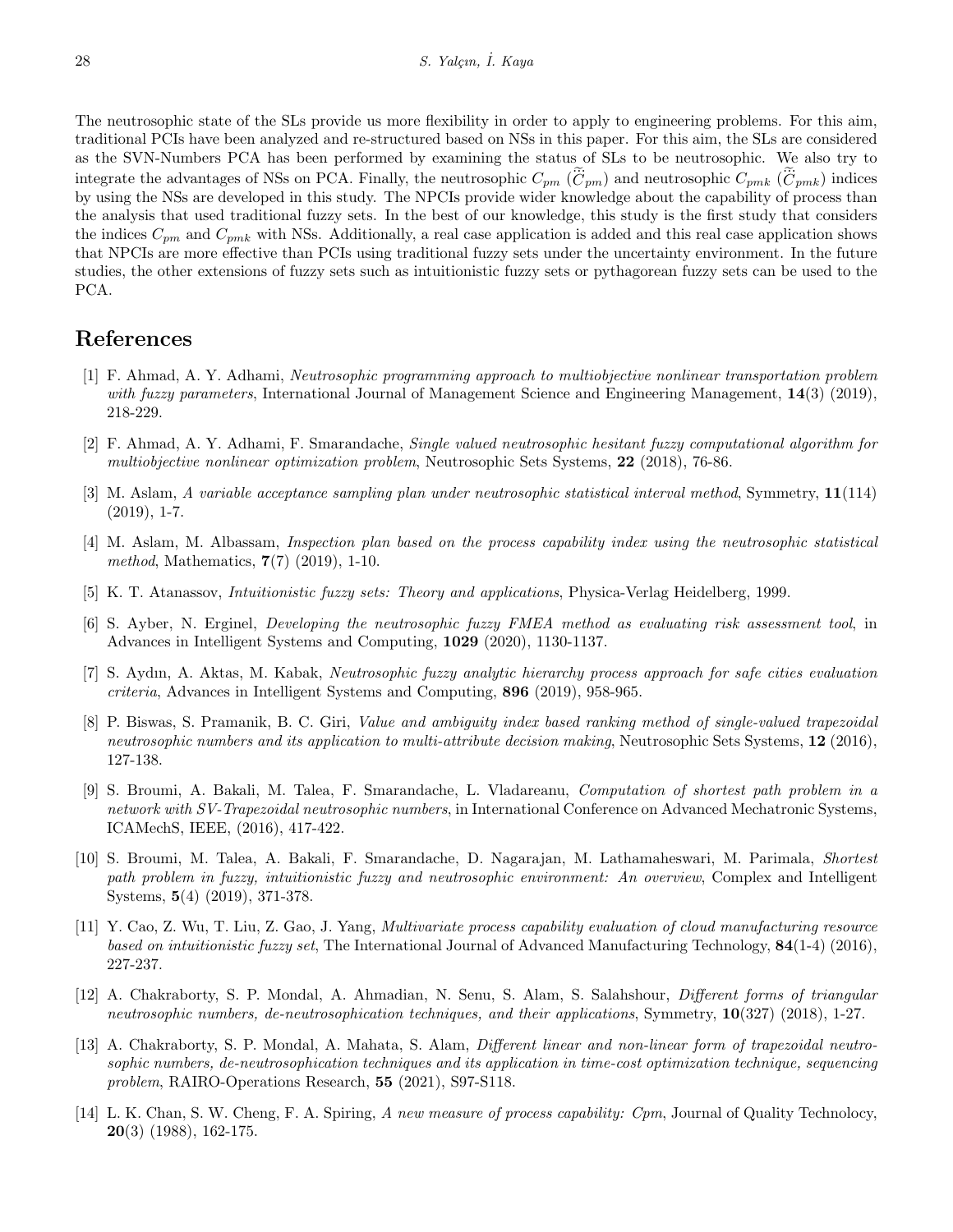The neutrosophic state of the SLs provide us more flexibility in order to apply to engineering problems. For this aim, traditional PCIs have been analyzed and re-structured based on NSs in this paper. For this aim, the SLs are considered as the SVN-Numbers PCA has been performed by examining the status of SLs to be neutrosophic. We also try to integrate the advantages of NSs on PCA. Finally, the neutrosophic $C_{pm}$ ($\tilde{\tilde{C}}_{pm}$) and neutrosophic $C_{pmk}$ ($\tilde{\tilde{C}}_{pmk}$) indices by using the NSs are developed in this study. The NPCIs provide wider knowledge about the capability of process than the analysis that used traditional fuzzy sets. In the best of our knowledge, this study is the first study that considers the indices $C_{pm}$ and $C_{pmk}$ with NSs. Additionally, a real case application is added and this real case application shows that NPCIs are more effective than PCIs using traditional fuzzy sets under the uncertainty environment. In the future studies, the other extensions of fuzzy sets such as intuitionistic fuzzy sets or pythagorean fuzzy sets can be used to the PCA.

# References

[1] F. Ahmad, A. Y. Adhami, *Neutrosophic programming approach to multiobjective nonlinear transportation problem with fuzzy parameters*, International Journal of Management Science and Engineering Management, **14**(3) (2019), 218-229.

[2] F. Ahmad, A. Y. Adhami, F. Smarandache, *Single valued neutrosophic hesitant fuzzy computational algorithm for multiobjective nonlinear optimization problem*, Neutrosophic Sets Systems, **22** (2018), 76-86.

[3] M. Aslam, *A variable acceptance sampling plan under neutrosophic statistical interval method*, Symmetry, **11**(114) (2019), 1-7.

[4] M. Aslam, M. Albassam, *Inspection plan based on the process capability index using the neutrosophic statistical method*, Mathematics, **7**(7) (2019), 1-10.

[5] K. T. Atanassov, *Intuitionistic fuzzy sets: Theory and applications*, Physica-Verlag Heidelberg, 1999.

[6] S. Ayber, N. Erginel, *Developing the neutrosophic fuzzy FMEA method as evaluating risk assessment tool*, in Advances in Intelligent Systems and Computing, **1029** (2020), 1130-1137.

[7] S. Aydın, A. Aktas, M. Kabak, *Neutrosophic fuzzy analytic hierarchy process approach for safe cities evaluation criteria*, Advances in Intelligent Systems and Computing, **896** (2019), 958-965.

[8] P. Biswas, S. Pramanik, B. C. Giri, *Value and ambiguity index based ranking method of single-valued trapezoidal neutrosophic numbers and its application to multi-attribute decision making*, Neutrosophic Sets Systems, **12** (2016), 127-138.

[9] S. Broumi, A. Bakali, M. Talea, F. Smarandache, L. Vladareanu, *Computation of shortest path problem in a network with SV-Trapezoidal neutrosophic numbers*, in International Conference on Advanced Mechatronic Systems, ICAMechS, IEEE, (2016), 417-422.

[10] S. Broumi, M. Talea, A. Bakali, F. Smarandache, D. Nagarajan, M. Lathamaheswari, M. Parimala, *Shortest path problem in fuzzy, intuitionistic fuzzy and neutrosophic environment: An overview*, Complex and Intelligent Systems, **5**(4) (2019), 371-378.

[11] Y. Cao, Z. Wu, T. Liu, Z. Gao, J. Yang, *Multivariate process capability evaluation of cloud manufacturing resource based on intuitionistic fuzzy set*, The International Journal of Advanced Manufacturing Technology, **84**(1-4) (2016), 227-237.

[12] A. Chakraborty, S. P. Mondal, A. Ahmadian, N. Senu, S. Alam, S. Salahshour, *Different forms of triangular neutrosophic numbers, de-neutrosophication techniques, and their applications*, Symmetry, **10**(327) (2018), 1-27.

[13] A. Chakraborty, S. P. Mondal, A. Mahata, S. Alam, *Different linear and non-linear form of trapezoidal neutrosophic numbers, de-neutrosophication techniques and its application in time-cost optimization technique, sequencing problem*, RAIRO-Operations Research, **55** (2021), S97-S118.

[14] L. K. Chan, S. W. Cheng, F. A. Spiring, *A new measure of process capability: Cpm*, Journal of Quality Technolocy, **20**(3) (1988), 162-175.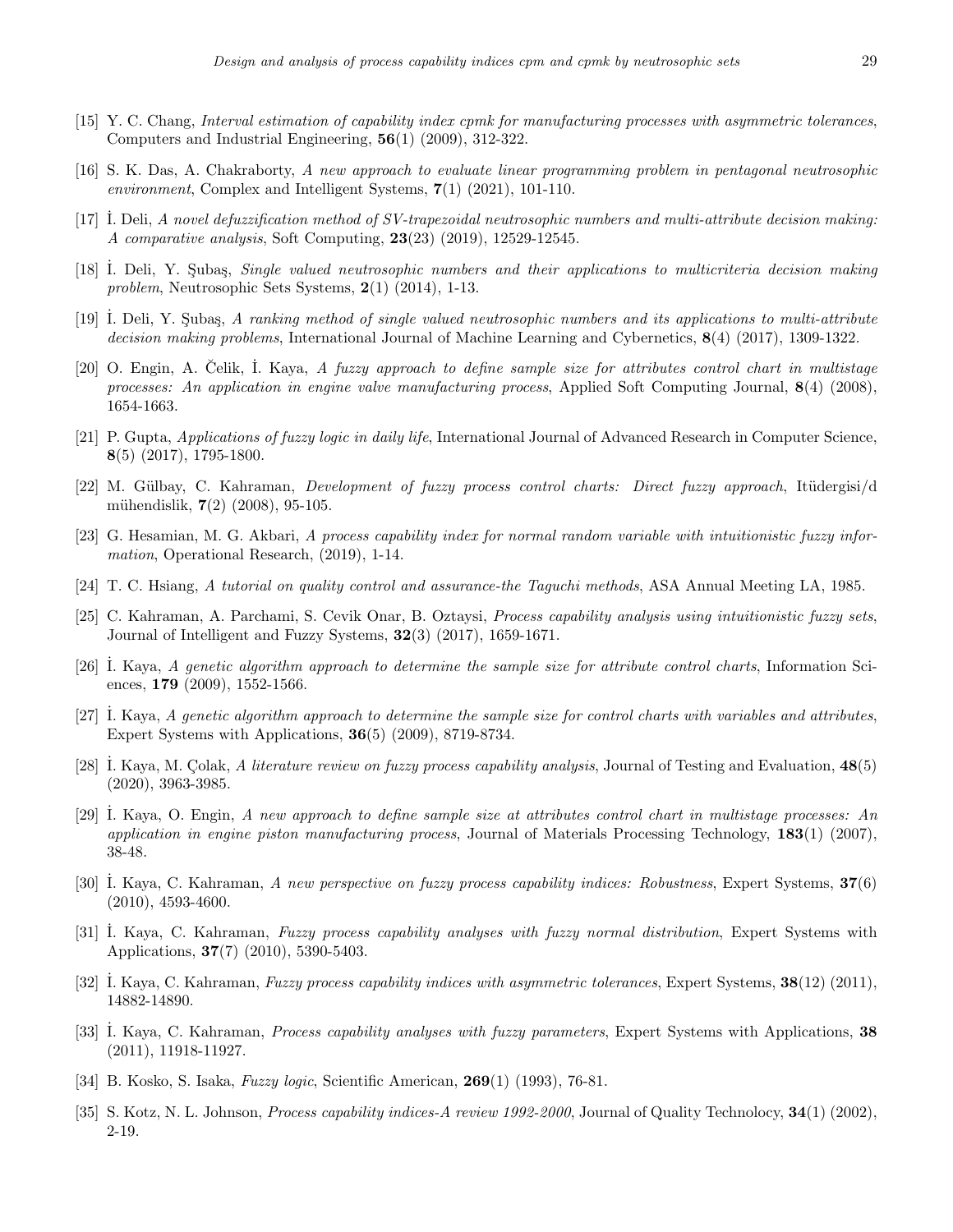[15] Y. C. Chang, *Interval estimation of capability index cpmk for manufacturing processes with asymmetric tolerances*, Computers and Industrial Engineering, **56**(1) (2009), 312-322.

[16] S. K. Das, A. Chakraborty, *A new approach to evaluate linear programming problem in pentagonal neutrosophic environment*, Complex and Intelligent Systems, **7**(1) (2021), 101-110.

[17] İ. Deli, *A novel defuzzification method of SV-trapezoidal neutrosophic numbers and multi-attribute decision making: A comparative analysis*, Soft Computing, **23**(23) (2019), 12529-12545.

[18] İ. Deli, Y. Şubaş, *Single valued neutrosophic numbers and their applications to multicriteria decision making problem*, Neutrosophic Sets Systems, **2**(1) (2014), 1-13.

[19] İ. Deli, Y. Şubaş, *A ranking method of single valued neutrosophic numbers and its applications to multi-attribute decision making problems*, International Journal of Machine Learning and Cybernetics, **8**(4) (2017), 1309-1322.

[20] O. Engin, A. Čelik, İ. Kaya, *A fuzzy approach to define sample size for attributes control chart in multistage processes: An application in engine valve manufacturing process*, Applied Soft Computing Journal, **8**(4) (2008), 1654-1663.

[21] P. Gupta, *Applications of fuzzy logic in daily life*, International Journal of Advanced Research in Computer Science, **8**(5) (2017), 1795-1800.

[22] M. Gülbay, C. Kahraman, *Development of fuzzy process control charts: Direct fuzzy approach*, Itüdergisi/d mühendislik, **7**(2) (2008), 95-105.

[23] G. Hesamian, M. G. Akbari, *A process capability index for normal random variable with intuitionistic fuzzy information*, Operational Research, (2019), 1-14.

[24] T. C. Hsiang, *A tutorial on quality control and assurance-the Taguchi methods*, ASA Annual Meeting LA, 1985.

[25] C. Kahraman, A. Parchami, S. Cevik Onar, B. Oztaysi, *Process capability analysis using intuitionistic fuzzy sets*, Journal of Intelligent and Fuzzy Systems, **32**(3) (2017), 1659-1671.

[26] İ. Kaya, *A genetic algorithm approach to determine the sample size for attribute control charts*, Information Sciences, **179** (2009), 1552-1566.

[27] İ. Kaya, *A genetic algorithm approach to determine the sample size for control charts with variables and attributes*, Expert Systems with Applications, **36**(5) (2009), 8719-8734.

[28] İ. Kaya, M. Çolak, *A literature review on fuzzy process capability analysis*, Journal of Testing and Evaluation, **48**(5) (2020), 3963-3985.

[29] İ. Kaya, O. Engin, *A new approach to define sample size at attributes control chart in multistage processes: An application in engine piston manufacturing process*, Journal of Materials Processing Technology, **183**(1) (2007), 38-48.

[30] İ. Kaya, C. Kahraman, *A new perspective on fuzzy process capability indices: Robustness*, Expert Systems, **37**(6) (2010), 4593-4600.

[31] İ. Kaya, C. Kahraman, *Fuzzy process capability analyses with fuzzy normal distribution*, Expert Systems with Applications, **37**(7) (2010), 5390-5403.

[32] İ. Kaya, C. Kahraman, *Fuzzy process capability indices with asymmetric tolerances*, Expert Systems, **38**(12) (2011), 14882-14890.

[33] İ. Kaya, C. Kahraman, *Process capability analyses with fuzzy parameters*, Expert Systems with Applications, **38** (2011), 11918-11927.

[34] B. Kosko, S. Isaka, *Fuzzy logic*, Scientific American, **269**(1) (1993), 76-81.

[35] S. Kotz, N. L. Johnson, *Process capability indices-A review 1992-2000*, Journal of Quality Technolocy, **34**(1) (2002), 2-19.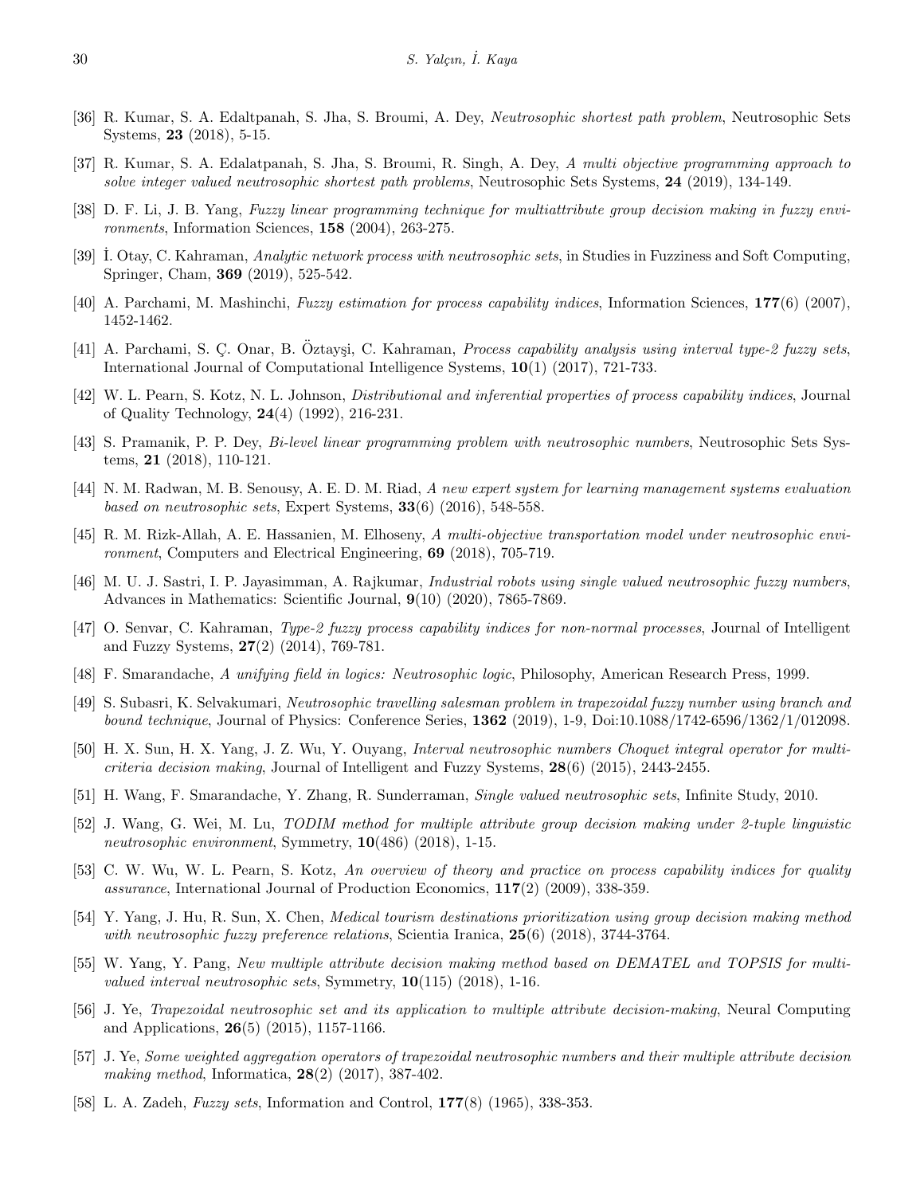[36] R. Kumar, S. A. Edaltpanah, S. Jha, S. Broumi, A. Dey, *Neutrosophic shortest path problem*, Neutrosophic Sets Systems, **23** (2018), 5-15.

[37] R. Kumar, S. A. Edalatpanah, S. Jha, S. Broumi, R. Singh, A. Dey, *A multi objective programming approach to solve integer valued neutrosophic shortest path problems*, Neutrosophic Sets Systems, **24** (2019), 134-149.

[38] D. F. Li, J. B. Yang, *Fuzzy linear programming technique for multiattribute group decision making in fuzzy environments*, Information Sciences, **158** (2004), 263-275.

[39] İ. Otay, C. Kahraman, *Analytic network process with neutrosophic sets*, in Studies in Fuzziness and Soft Computing, Springer, Cham, **369** (2019), 525-542.

[40] A. Parchami, M. Mashinchi, *Fuzzy estimation for process capability indices*, Information Sciences, **177**(6) (2007), 1452-1462.

[41] A. Parchami, S. Ç. Onar, B. Öztayşi, C. Kahraman, *Process capability analysis using interval type-2 fuzzy sets*, International Journal of Computational Intelligence Systems, **10**(1) (2017), 721-733.

[42] W. L. Pearn, S. Kotz, N. L. Johnson, *Distributional and inferential properties of process capability indices*, Journal of Quality Technology, **24**(4) (1992), 216-231.

[43] S. Pramanik, P. P. Dey, *Bi-level linear programming problem with neutrosophic numbers*, Neutrosophic Sets Systems, **21** (2018), 110-121.

[44] N. M. Radwan, M. B. Senousy, A. E. D. M. Riad, *A new expert system for learning management systems evaluation based on neutrosophic sets*, Expert Systems, **33**(6) (2016), 548-558.

[45] R. M. Rizk-Allah, A. E. Hassanien, M. Elhoseny, *A multi-objective transportation model under neutrosophic environment*, Computers and Electrical Engineering, **69** (2018), 705-719.

[46] M. U. J. Sastri, I. P. Jayasimman, A. Rajkumar, *Industrial robots using single valued neutrosophic fuzzy numbers*, Advances in Mathematics: Scientific Journal, **9**(10) (2020), 7865-7869.

[47] O. Senvar, C. Kahraman, *Type-2 fuzzy process capability indices for non-normal processes*, Journal of Intelligent and Fuzzy Systems, **27**(2) (2014), 769-781.

[48] F. Smarandache, *A unifying field in logics: Neutrosophic logic*, Philosophy, American Research Press, 1999.

[49] S. Subasri, K. Selvakumari, *Neutrosophic travelling salesman problem in trapezoidal fuzzy number using branch and bound technique*, Journal of Physics: Conference Series, **1362** (2019), 1-9, Doi:10.1088/1742-6596/1362/1/012098.

[50] H. X. Sun, H. X. Yang, J. Z. Wu, Y. Ouyang, *Interval neutrosophic numbers Choquet integral operator for multi-criteria decision making*, Journal of Intelligent and Fuzzy Systems, **28**(6) (2015), 2443-2455.

[51] H. Wang, F. Smarandache, Y. Zhang, R. Sunderraman, *Single valued neutrosophic sets*, Infinite Study, 2010.

[52] J. Wang, G. Wei, M. Lu, *TODIM method for multiple attribute group decision making under 2-tuple linguistic neutrosophic environment*, Symmetry, **10**(486) (2018), 1-15.

[53] C. W. Wu, W. L. Pearn, S. Kotz, *An overview of theory and practice on process capability indices for quality assurance*, International Journal of Production Economics, **117**(2) (2009), 338-359.

[54] Y. Yang, J. Hu, R. Sun, X. Chen, *Medical tourism destinations prioritization using group decision making method with neutrosophic fuzzy preference relations*, Scientia Iranica, **25**(6) (2018), 3744-3764.

[55] W. Yang, Y. Pang, *New multiple attribute decision making method based on DEMATEL and TOPSIS for multi-valued interval neutrosophic sets*, Symmetry, **10**(115) (2018), 1-16.

[56] J. Ye, *Trapezoidal neutrosophic set and its application to multiple attribute decision-making*, Neural Computing and Applications, **26**(5) (2015), 1157-1166.

[57] J. Ye, *Some weighted aggregation operators of trapezoidal neutrosophic numbers and their multiple attribute decision making method*, Informatica, **28**(2) (2017), 387-402.

[58] L. A. Zadeh, *Fuzzy sets*, Information and Control, **177**(8) (1965), 338-353.